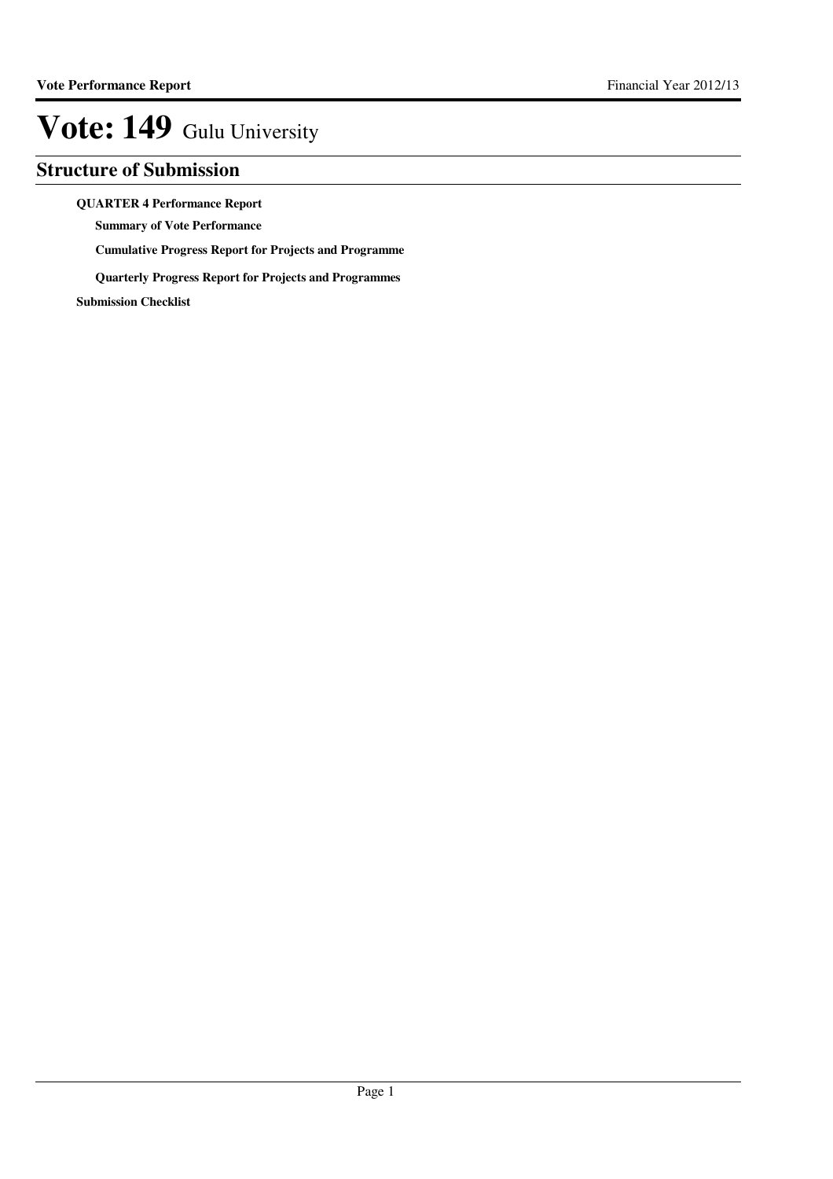# Vote: 149 Gulu University

## Structure of Submission

**QUARTER 4 Performance Report**

- **Summary of Vote Performance**
- **Cumulative Progress Report for Projects and Programme**
- **Quarterly Progress Report for Projects and Programmes**

**Submission Checklist**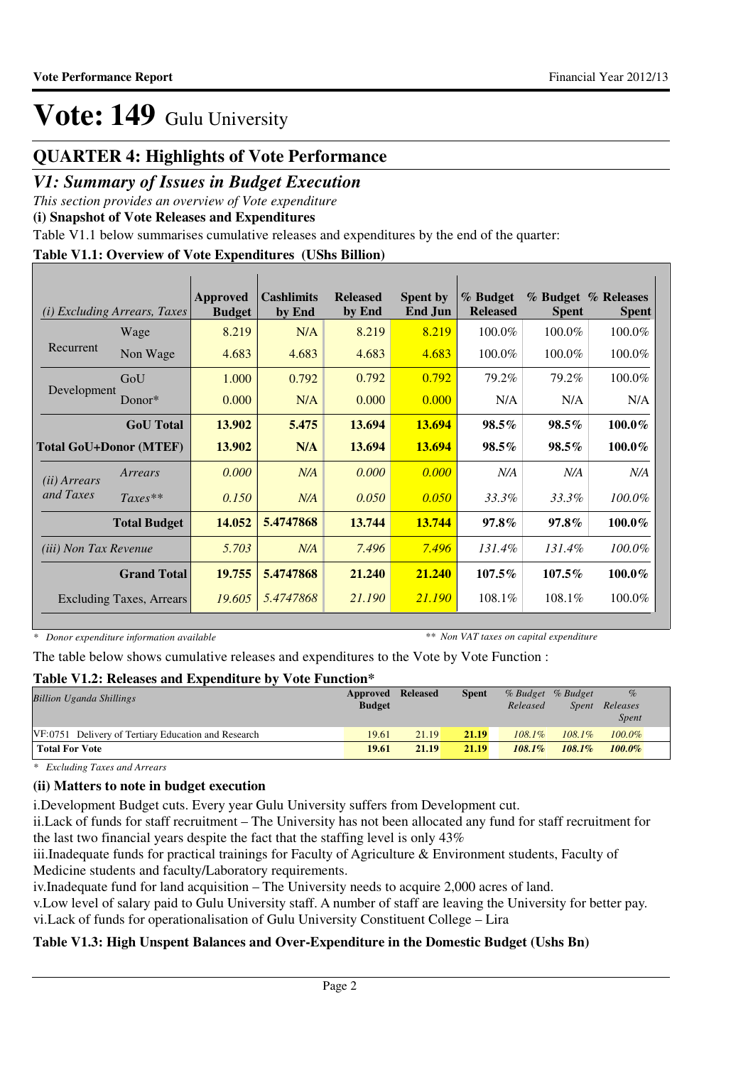# Vote: 149 Gulu University

## QUARTER 4: Highlights of Vote Performance

### *V1: Summary of Issues in Budget Execution*

*This section provides an overview of Vote expenditure*

**(i) Snapshot of Vote Releases and Expenditures**

Table V1.1 below summarises cumulative releases and expenditures by the end of the quarter:

**Table V1.1: Overview of Vote Expenditures (UShs Billion)**

| *(i) Excluding Arrears, Taxes* | | Approved Budget | Cashlimits by End | Released by End | Spent by End Jun | % Budget Released | % Budget Spent | % Releases Spent |
|---|---|---|---|---|---|---|---|---|
| Recurrent | Wage | 8.219 | N/A | 8.219 | 8.219 | 100.0% | 100.0% | 100.0% |
| | Non Wage | 4.683 | 4.683 | 4.683 | 4.683 | 100.0% | 100.0% | 100.0% |
| Development | GoU | 1.000 | 0.792 | 0.792 | 0.792 | 79.2% | 79.2% | 100.0% |
| | Donor* | 0.000 | N/A | 0.000 | 0.000 | N/A | N/A | N/A |
| | **GoU Total** | **13.902** | **5.475** | **13.694** | **13.694** | **98.5%** | **98.5%** | **100.0%** |
| **Total GoU+Donor (MTEF)** | | **13.902** | **N/A** | **13.694** | **13.694** | **98.5%** | **98.5%** | **100.0%** |
| *(ii) Arrears and Taxes* | *Arrears* | *0.000* | *N/A* | *0.000* | *0.000* | *N/A* | *N/A* | *N/A* |
| | *Taxes*** | *0.150* | *N/A* | *0.050* | *0.050* | *33.3%* | *33.3%* | *100.0%* |
| | **Total Budget** | **14.052** | **5.4747868** | **13.744** | **13.744** | **97.8%** | **97.8%** | **100.0%** |
| *(iii) Non Tax Revenue* | | *5.703* | *N/A* | *7.496* | *7.496* | *131.4%* | *131.4%* | *100.0%* |
| | **Grand Total** | **19.755** | **5.4747868** | **21.240** | **21.240** | **107.5%** | **107.5%** | **100.0%** |
| | Excluding Taxes, Arrears | *19.605* | *5.4747868* | *21.190* | *21.190* | 108.1% | 108.1% | 100.0% |

*\* Donor expenditure information available* &nbsp;&nbsp;&nbsp;&nbsp; *\*\* Non VAT taxes on capital expenditure*

The table below shows cumulative releases and expenditures to the Vote by Vote Function :

**Table V1.2: Releases and Expenditure by Vote Function\***

| *Billion Uganda Shillings* | Approved Budget | Released | Spent | *% Budget Released* | *% Budget Spent* | *% Releases Spent* |
|---|---|---|---|---|---|---|
| VF:0751 Delivery of Tertiary Education and Research | 19.61 | 21.19 | 21.19 | *108.1%* | *108.1%* | *100.0%* |
| **Total For Vote** | **19.61** | **21.19** | **21.19** | ***108.1%*** | ***108.1%*** | ***100.0%*** |

*\* Excluding Taxes and Arrears*

**(ii) Matters to note in budget execution**

i.Development Budget cuts. Every year Gulu University suffers from Development cut.

ii.Lack of funds for staff recruitment – The University has not been allocated any fund for staff recruitment for the last two financial years despite the fact that the staffing level is only 43%

iii.Inadequate funds for practical trainings for Faculty of Agriculture & Environment students, Faculty of Medicine students and faculty/Laboratory requirements.

iv.Inadequate fund for land acquisition – The University needs to acquire 2,000 acres of land.

v.Low level of salary paid to Gulu University staff. A number of staff are leaving the University for better pay.

vi.Lack of funds for operationalisation of Gulu University Constituent College – Lira

**Table V1.3: High Unspent Balances and Over-Expenditure in the Domestic Budget (Ushs Bn)**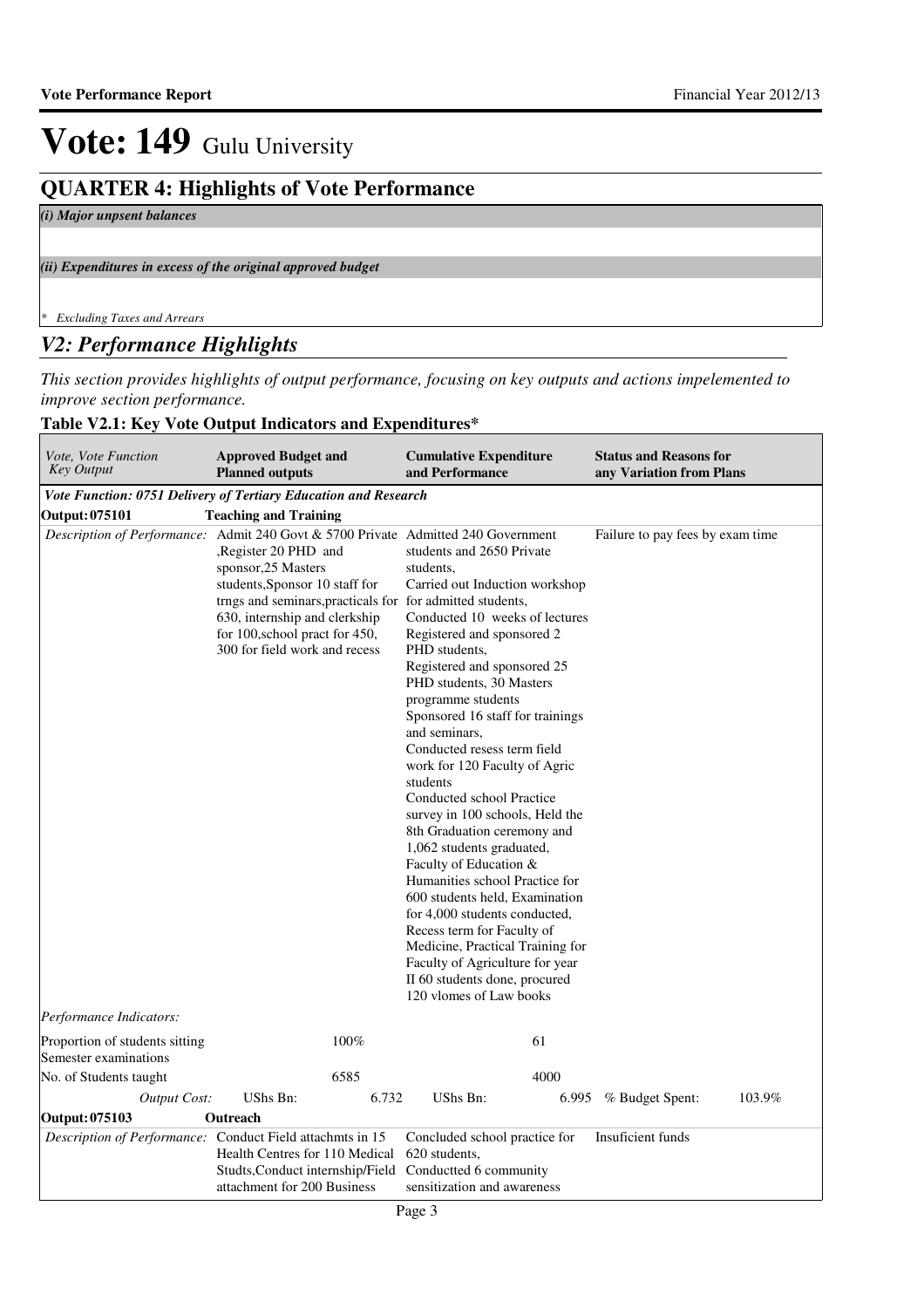# Vote: 149 Gulu University

## QUARTER 4: Highlights of Vote Performance

*(i) Major unpsent balances*

*(ii) Expenditures in excess of the original approved budget*

*\* Excluding Taxes and Arrears*

## *V2: Performance Highlights*

*This section provides highlights of output performance, focusing on key outputs and actions impelemented to improve section performance.*

**Table V2.1: Key Vote Output Indicators and Expenditures\***

| *Vote, Vote Function Key Output* | **Approved Budget and Planned outputs** | **Cumulative Expenditure and Performance** | **Status and Reasons for any Variation from Plans** |
|---|---|---|---|
| ***Vote Function: 0751 Delivery of Tertiary Education and Research*** | | | |
| **Output: 075101** | **Teaching and Training** | | |
| *Description of Performance:* | Admit 240 Govt & 5700 Private ,Register 20 PHD and sponsor,25 Masters students,Sponsor 10 staff for trngs and seminars,practicals for 630, internship and clerkship for 100,school pract for 450, 300 for field work and recess | Admitted 240 Government students and 2650 Private students, Carried out Induction workshop for admitted students, Conducted 10 weeks of lectures Registered and sponsored 2 PHD students, Registered and sponsored 25 PHD students, 30 Masters programme students Sponsored 16 staff for trainings and seminars, Conducted resess term field work for 120 Faculty of Agric students Conducted school Practice survey in 100 schools, Held the 8th Graduation ceremony and 1,062 students graduated, Faculty of Education & Humanities school Practice for 600 students held, Examination for 4,000 students conducted, Recess term for Faculty of Medicine, Practical Training for Faculty of Agriculture for year II 60 students done, procured 120 vlomes of Law books | Failure to pay fees by exam time |
| *Performance Indicators:* | | | |
| Proportion of students sitting Semester examinations | 100% | 61 | |
| No. of Students taught | 6585 | 4000 | |
| *Output Cost:* | UShs Bn: 6.732 | UShs Bn: 6.995 | % Budget Spent: 103.9% |
| **Output: 075103** | **Outreach** | | |
| *Description of Performance:* | Conduct Field attachmts in 15 Health Centres for 110 Medical Studts,Conduct internship/Field attachment for 200 Business | Concluded school practice for 620 students, Conductted 6 community sensitization and awareness | Insuficient funds |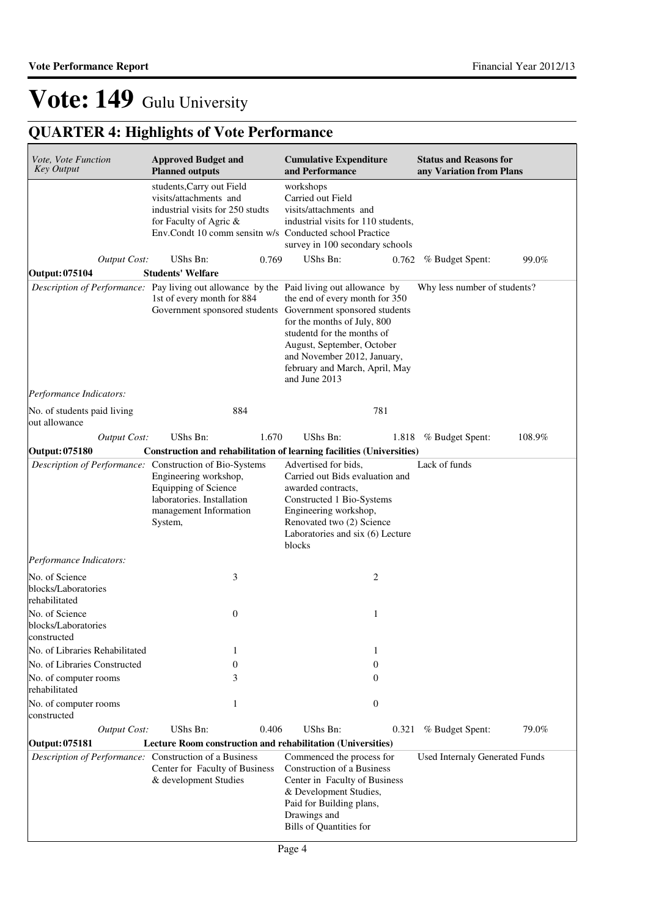# Vote: 149 Gulu University

## QUARTER 4: Highlights of Vote Performance

| *Vote, Vote Function Key Output* | **Approved Budget and Planned outputs** | | **Cumulative Expenditure and Performance** | | **Status and Reasons for any Variation from Plans** | |
|---|---|---|---|---|---|---|
| | students,Carry out Field visits/attachments and industrial visits for 250 studts for Faculty of Agric & Env.Condt 10 comm sensitn w/s | | workshops Carried out Field visits/attachments and industrial visits for 110 students, Conducted school Practice survey in 100 secondary schools | | | |
| *Output Cost:* | UShs Bn: | 0.769 | UShs Bn: | 0.762 | % Budget Spent: | 99.0% |
| **Output: 075104** | **Students' Welfare** | | | | | |
| *Description of Performance:* | Pay living out allowance by the 1st of every month for 884 Government sponsored students | | Paid living out allowance by the end of every month for 350 Government sponsored students for the months of July, 800 studentd for the months of August, September, October and November 2012, January, february and March, April, May and June 2013 | | Why less number of students? | |
| *Performance Indicators:* | | | | | | |
| No. of students paid living out allowance | | 884 | | 781 | | |
| *Output Cost:* | UShs Bn: | 1.670 | UShs Bn: | 1.818 | % Budget Spent: | 108.9% |
| **Output: 075180** | **Construction and rehabilitation of learning facilities (Universities)** | | | | | |
| *Description of Performance:* | Construction of Bio-Systems Engineering workshop, Equipping of Science laboratories. Installation management Information System, | | Advertised for bids, Carried out Bids evaluation and awarded contracts, Constructed 1 Bio-Systems Engineering workshop, Renovated two (2) Science Laboratories and six (6) Lecture blocks | | Lack of funds | |
| *Performance Indicators:* | | | | | | |
| No. of Science blocks/Laboratories rehabilitated | | 3 | | 2 | | |
| No. of Science blocks/Laboratories constructed | | 0 | | 1 | | |
| No. of Libraries Rehabilitated | | 1 | | 1 | | |
| No. of Libraries Constructed | | 0 | | 0 | | |
| No. of computer rooms rehabilitated | | 3 | | 0 | | |
| No. of computer rooms constructed | | 1 | | 0 | | |
| *Output Cost:* | UShs Bn: | 0.406 | UShs Bn: | 0.321 | % Budget Spent: | 79.0% |
| **Output: 075181** | **Lecture Room construction and rehabilitation (Universities)** | | | | | |
| *Description of Performance:* | Construction of a Business Center for Faculty of Business & development Studies | | Commenced the process for Construction of a Business Center in Faculty of Business & Development Studies, Paid for Building plans, Drawings and Bills of Quantities for | | Used Internally Generated Funds | |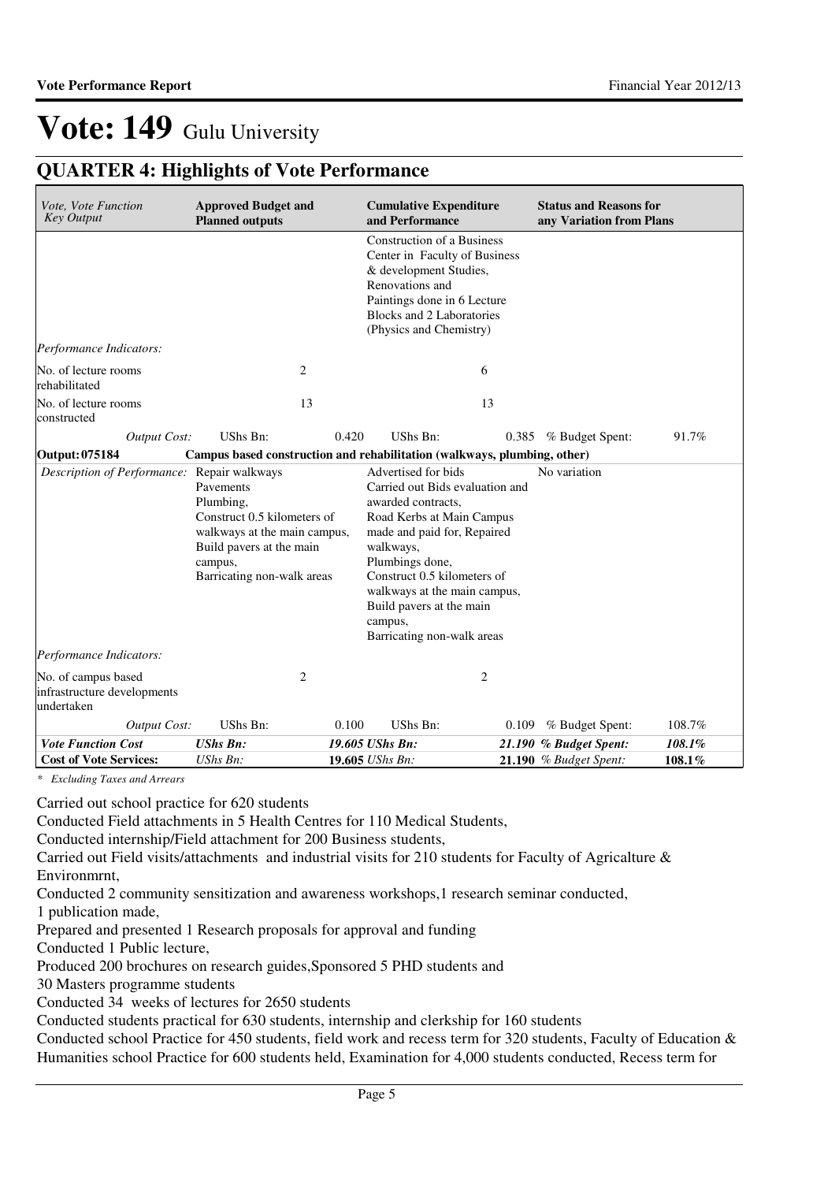# Vote: 149 Gulu University

## QUARTER 4: Highlights of Vote Performance

| *Vote, Vote Function Key Output* | **Approved Budget and Planned outputs** | | **Cumulative Expenditure and Performance** | | **Status and Reasons for any Variation from Plans** | |
|---|---|---|---|---|---|---|
| | | | Construction of a Business Center in Faculty of Business & development Studies, Renovations and Paintings done in 6 Lecture Blocks and 2 Laboratories (Physics and Chemistry) | | | |
| *Performance Indicators:* | | | | | | |
| No. of lecture rooms rehabilitated | | 2 | | 6 | | |
| No. of lecture rooms constructed | | 13 | | 13 | | |
| *Output Cost:* | UShs Bn: | 0.420 | UShs Bn: | 0.385 | % Budget Spent: | 91.7% |
| **Output: 075184** | **Campus based construction and rehabilitation (walkways, plumbing, other)** | | | | | |
| *Description of Performance:* | Repair walkways<br>Pavements<br>Plumbing,<br>Construct 0.5 kilometers of walkways at the main campus,<br>Build pavers at the main campus,<br>Barricating non-walk areas | | Advertised for bids<br>Carried out Bids evaluation and awarded contracts,<br>Road Kerbs at Main Campus made and paid for, Repaired walkways,<br>Plumbings done,<br>Construct 0.5 kilometers of walkways at the main campus,<br>Build pavers at the main campus,<br>Barricating non-walk areas | | No variation | |
| *Performance Indicators:* | | | | | | |
| No. of campus based infrastructure developments undertaken | | 2 | | 2 | | |
| *Output Cost:* | UShs Bn: | 0.100 | UShs Bn: | 0.109 | % Budget Spent: | 108.7% |
| ***Vote Function Cost*** | ***UShs Bn:*** | ***19.605*** | ***UShs Bn:*** | ***21.190*** | ***% Budget Spent:*** | ***108.1%*** |
| **Cost of Vote Services:** | *UShs Bn:* | **19.605** | *UShs Bn:* | **21.190** | *% Budget Spent:* | **108.1%** |

*\* Excluding Taxes and Arrears*

Carried out school practice for 620 students
Conducted Field attachments in 5 Health Centres for 110 Medical Students,
Conducted internship/Field attachment for 200 Business students,
Carried out Field visits/attachments and industrial visits for 210 students for Faculty of Agricalture & Environmrnt,
Conducted 2 community sensitization and awareness workshops,1 research seminar conducted,
1 publication made,
Prepared and presented 1 Research proposals for approval and funding
Conducted 1 Public lecture,
Produced 200 brochures on research guides,Sponsored 5 PHD students and
30 Masters programme students
Conducted 34 weeks of lectures for 2650 students
Conducted students practical for 630 students, internship and clerkship for 160 students
Conducted school Practice for 450 students, field work and recess term for 320 students, Faculty of Education & Humanities school Practice for 600 students held, Examination for 4,000 students conducted, Recess term for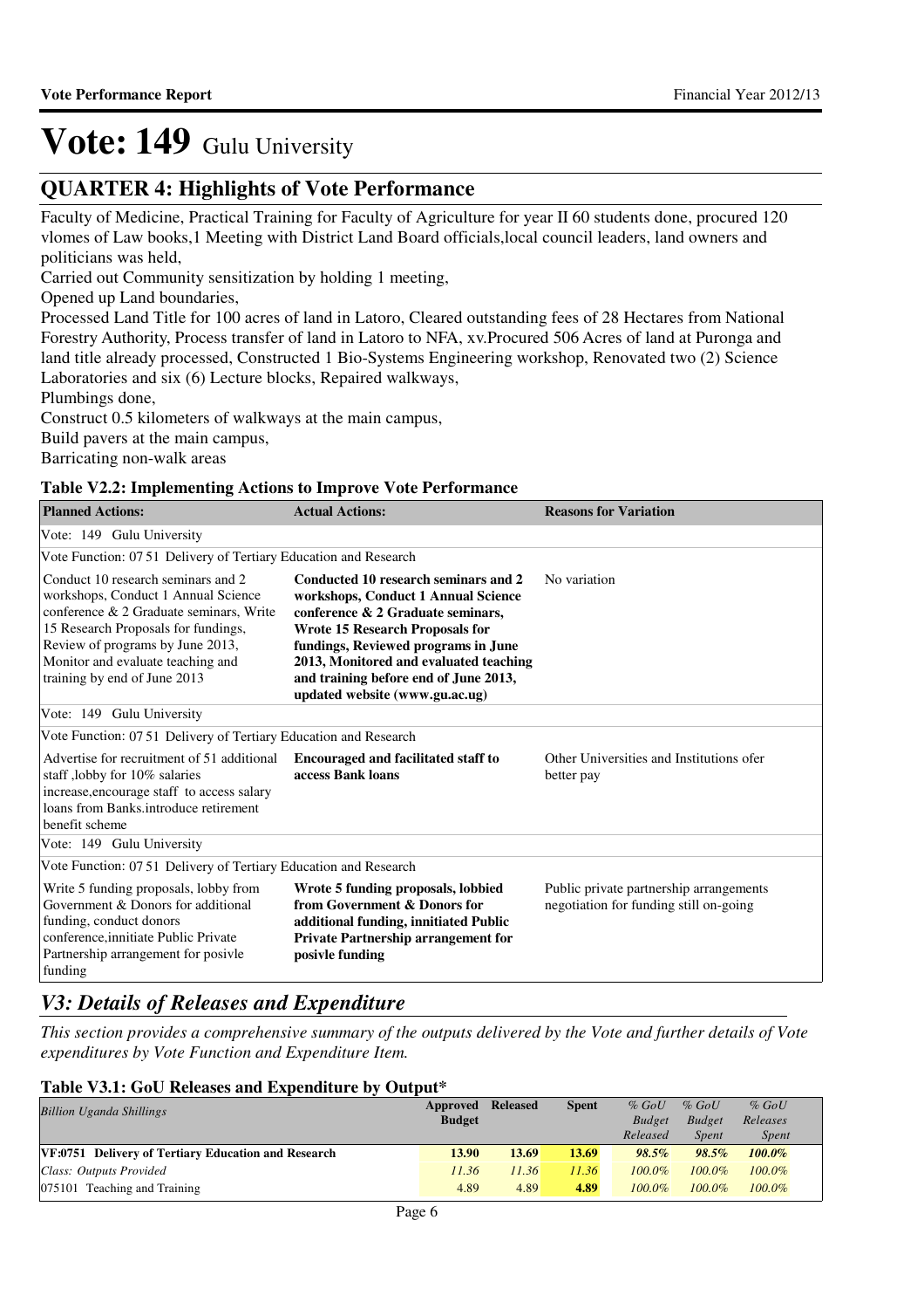# Vote: 149 Gulu University

## QUARTER 4: Highlights of Vote Performance

Faculty of Medicine, Practical Training for Faculty of Agriculture for year II 60 students done, procured 120 vlomes of Law books,1 Meeting with District Land Board officials,local council leaders, land owners and politicians was held,
Carried out Community sensitization by holding 1 meeting,
Opened up Land boundaries,
Processed Land Title for 100 acres of land in Latoro, Cleared outstanding fees of 28 Hectares from National Forestry Authority, Process transfer of land in Latoro to NFA, xv.Procured 506 Acres of land at Puronga and land title already processed, Constructed 1 Bio-Systems Engineering workshop, Renovated two (2) Science Laboratories and six (6) Lecture blocks, Repaired walkways,
Plumbings done,
Construct 0.5 kilometers of walkways at the main campus,
Build pavers at the main campus,
Barricating non-walk areas

**Table V2.2: Implementing Actions to Improve Vote Performance**

| Planned Actions: | Actual Actions: | Reasons for Variation |
|---|---|---|
| Vote: 149 Gulu University | | |
| Vote Function: 07 51 Delivery of Tertiary Education and Research | | |
| Conduct 10 research seminars and 2 workshops, Conduct 1 Annual Science conference & 2 Graduate seminars, Write 15 Research Proposals for fundings, Review of programs by June 2013, Monitor and evaluate teaching and training by end of June 2013 | **Conducted 10 research seminars and 2 workshops, Conduct 1 Annual Science conference & 2 Graduate seminars, Wrote 15 Research Proposals for fundings, Reviewed programs in June 2013, Monitored and evaluated teaching and training before end of June 2013, updated website (www.gu.ac.ug)** | No variation |
| Vote: 149 Gulu University | | |
| Vote Function: 07 51 Delivery of Tertiary Education and Research | | |
| Advertise for recruitment of 51 additional staff ,lobby for 10% salaries increase,encourage staff to access salary loans from Banks.introduce retirement benefit scheme | **Encouraged and facilitated staff to access Bank loans** | Other Universities and Institutions ofer better pay |
| Vote: 149 Gulu University | | |
| Vote Function: 07 51 Delivery of Tertiary Education and Research | | |
| Write 5 funding proposals, lobby from Government & Donors for additional funding, conduct donors conference,innitiate Public Private Partnership arrangement for posivle funding | **Wrote 5 funding proposals, lobbied from Government & Donors for additional funding, innitiated Public Private Partnership arrangement for posivle funding** | Public private partnership arrangements negotiation for funding still on-going |

## *V3: Details of Releases and Expenditure*

*This section provides a comprehensive summary of the outputs delivered by the Vote and further details of Vote expenditures by Vote Function and Expenditure Item.*

**Table V3.1: GoU Releases and Expenditure by Output\***

| *Billion Uganda Shillings* | Approved Budget | Released | Spent | *% GoU Budget Released* | *% GoU Budget Spent* | *% GoU Releases Spent* |
|---|---|---|---|---|---|---|
| **VF:0751 Delivery of Tertiary Education and Research** | **13.90** | **13.69** | **13.69** | ***98.5%*** | ***98.5%*** | ***100.0%*** |
| *Class: Outputs Provided* | *11.36* | *11.36* | *11.36* | *100.0%* | *100.0%* | *100.0%* |
| 075101 Teaching and Training | 4.89 | 4.89 | 4.89 | *100.0%* | *100.0%* | *100.0%* |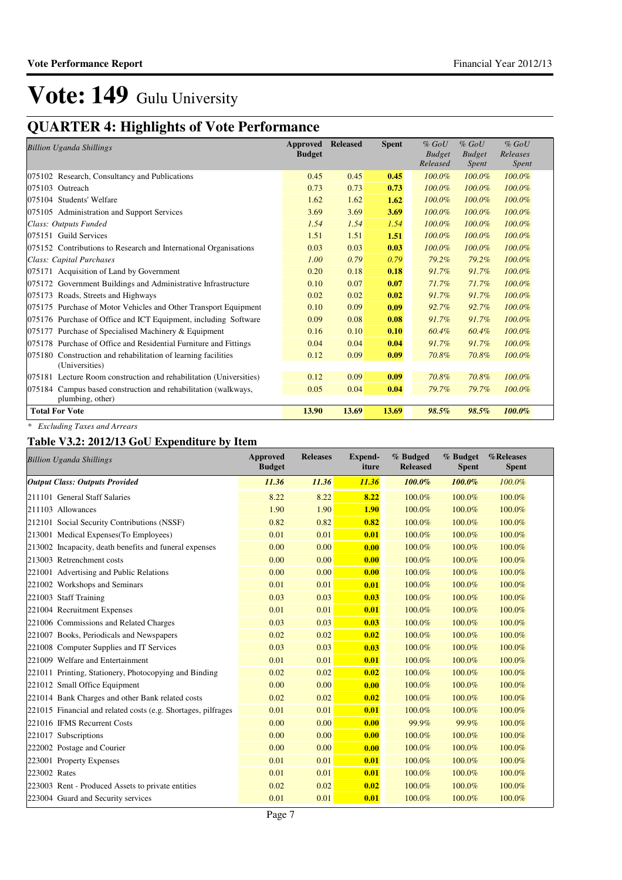# Vote: 149 Gulu University

## QUARTER 4: Highlights of Vote Performance

| *Billion Uganda Shillings* | Approved Budget | Released | Spent | *% GoU Budget Released* | *% GoU Budget Spent* | *% GoU Releases Spent* |
|---|---|---|---|---|---|---|
| 075102 Research, Consultancy and Publications | 0.45 | 0.45 | **0.45** | *100.0%* | *100.0%* | *100.0%* |
| 075103 Outreach | 0.73 | 0.73 | **0.73** | *100.0%* | *100.0%* | *100.0%* |
| 075104 Students' Welfare | 1.62 | 1.62 | **1.62** | *100.0%* | *100.0%* | *100.0%* |
| 075105 Administration and Support Services | 3.69 | 3.69 | **3.69** | *100.0%* | *100.0%* | *100.0%* |
| *Class: Outputs Funded* | *1.54* | *1.54* | *1.54* | *100.0%* | *100.0%* | *100.0%* |
| 075151 Guild Services | 1.51 | 1.51 | **1.51** | *100.0%* | *100.0%* | *100.0%* |
| 075152 Contributions to Research and International Organisations | 0.03 | 0.03 | **0.03** | *100.0%* | *100.0%* | *100.0%* |
| *Class: Capital Purchases* | *1.00* | *0.79* | *0.79* | *79.2%* | *79.2%* | *100.0%* |
| 075171 Acquisition of Land by Government | 0.20 | 0.18 | **0.18** | *91.7%* | *91.7%* | *100.0%* |
| 075172 Government Buildings and Administrative Infrastructure | 0.10 | 0.07 | **0.07** | *71.7%* | *71.7%* | *100.0%* |
| 075173 Roads, Streets and Highways | 0.02 | 0.02 | **0.02** | *91.7%* | *91.7%* | *100.0%* |
| 075175 Purchase of Motor Vehicles and Other Transport Equipment | 0.10 | 0.09 | **0.09** | *92.7%* | *92.7%* | *100.0%* |
| 075176 Purchase of Office and ICT Equipment, including Software | 0.09 | 0.08 | **0.08** | *91.7%* | *91.7%* | *100.0%* |
| 075177 Purchase of Specialised Machinery & Equipment | 0.16 | 0.10 | **0.10** | *60.4%* | *60.4%* | *100.0%* |
| 075178 Purchase of Office and Residential Furniture and Fittings | 0.04 | 0.04 | **0.04** | *91.7%* | *91.7%* | *100.0%* |
| 075180 Construction and rehabilitation of learning facilities (Universities) | 0.12 | 0.09 | **0.09** | *70.8%* | *70.8%* | *100.0%* |
| 075181 Lecture Room construction and rehabilitation (Universities) | 0.12 | 0.09 | **0.09** | *70.8%* | *70.8%* | *100.0%* |
| 075184 Campus based construction and rehabilitation (walkways, plumbing, other) | 0.05 | 0.04 | **0.04** | *79.7%* | *79.7%* | *100.0%* |
| **Total For Vote** | **13.90** | **13.69** | **13.69** | ***98.5%*** | ***98.5%*** | ***100.0%*** |

*\* Excluding Taxes and Arrears*

### Table V3.2: 2012/13 GoU Expenditure by Item

| *Billion Uganda Shillings* | Approved Budget | Releases | Expend-iture | % Budged Released | % Budget Spent | %Releases Spent |
|---|---|---|---|---|---|---|
| ***Output Class: Outputs Provided*** | ***11.36*** | ***11.36*** | ***11.36*** | ***100.0%*** | ***100.0%*** | *100.0%* |
| 211101 General Staff Salaries | 8.22 | 8.22 | **8.22** | 100.0% | 100.0% | 100.0% |
| 211103 Allowances | 1.90 | 1.90 | **1.90** | 100.0% | 100.0% | 100.0% |
| 212101 Social Security Contributions (NSSF) | 0.82 | 0.82 | **0.82** | 100.0% | 100.0% | 100.0% |
| 213001 Medical Expenses(To Employees) | 0.01 | 0.01 | **0.01** | 100.0% | 100.0% | 100.0% |
| 213002 Incapacity, death benefits and funeral expenses | 0.00 | 0.00 | **0.00** | 100.0% | 100.0% | 100.0% |
| 213003 Retrenchment costs | 0.00 | 0.00 | **0.00** | 100.0% | 100.0% | 100.0% |
| 221001 Advertising and Public Relations | 0.00 | 0.00 | **0.00** | 100.0% | 100.0% | 100.0% |
| 221002 Workshops and Seminars | 0.01 | 0.01 | **0.01** | 100.0% | 100.0% | 100.0% |
| 221003 Staff Training | 0.03 | 0.03 | **0.03** | 100.0% | 100.0% | 100.0% |
| 221004 Recruitment Expenses | 0.01 | 0.01 | **0.01** | 100.0% | 100.0% | 100.0% |
| 221006 Commissions and Related Charges | 0.03 | 0.03 | **0.03** | 100.0% | 100.0% | 100.0% |
| 221007 Books, Periodicals and Newspapers | 0.02 | 0.02 | **0.02** | 100.0% | 100.0% | 100.0% |
| 221008 Computer Supplies and IT Services | 0.03 | 0.03 | **0.03** | 100.0% | 100.0% | 100.0% |
| 221009 Welfare and Entertainment | 0.01 | 0.01 | **0.01** | 100.0% | 100.0% | 100.0% |
| 221011 Printing, Stationery, Photocopying and Binding | 0.02 | 0.02 | **0.02** | 100.0% | 100.0% | 100.0% |
| 221012 Small Office Equipment | 0.00 | 0.00 | **0.00** | 100.0% | 100.0% | 100.0% |
| 221014 Bank Charges and other Bank related costs | 0.02 | 0.02 | **0.02** | 100.0% | 100.0% | 100.0% |
| 221015 Financial and related costs (e.g. Shortages, pilfrages | 0.01 | 0.01 | **0.01** | 100.0% | 100.0% | 100.0% |
| 221016 IFMS Recurrent Costs | 0.00 | 0.00 | **0.00** | 99.9% | 99.9% | 100.0% |
| 221017 Subscriptions | 0.00 | 0.00 | **0.00** | 100.0% | 100.0% | 100.0% |
| 222002 Postage and Courier | 0.00 | 0.00 | **0.00** | 100.0% | 100.0% | 100.0% |
| 223001 Property Expenses | 0.01 | 0.01 | **0.01** | 100.0% | 100.0% | 100.0% |
| 223002 Rates | 0.01 | 0.01 | **0.01** | 100.0% | 100.0% | 100.0% |
| 223003 Rent - Produced Assets to private entities | 0.02 | 0.02 | **0.02** | 100.0% | 100.0% | 100.0% |
| 223004 Guard and Security services | 0.01 | 0.01 | **0.01** | 100.0% | 100.0% | 100.0% |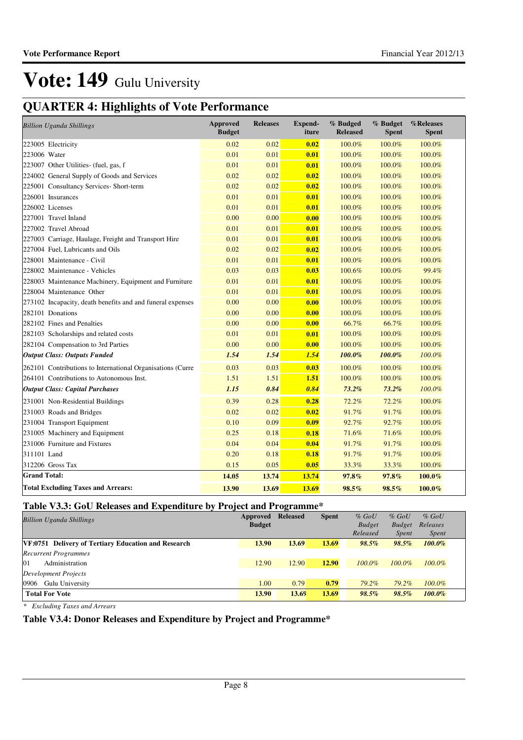# Vote: 149 Gulu University

## QUARTER 4: Highlights of Vote Performance

| *Billion Uganda Shillings* | Approved Budget | Releases | Expend-iture | % Budged Released | % Budget Spent | %Releases Spent |
|---|---|---|---|---|---|---|
| 223005 Electricity | 0.02 | 0.02 | **0.02** | 100.0% | 100.0% | 100.0% |
| 223006 Water | 0.01 | 0.01 | **0.01** | 100.0% | 100.0% | 100.0% |
| 223007 Other Utilities- (fuel, gas, f | 0.01 | 0.01 | **0.01** | 100.0% | 100.0% | 100.0% |
| 224002 General Supply of Goods and Services | 0.02 | 0.02 | **0.02** | 100.0% | 100.0% | 100.0% |
| 225001 Consultancy Services- Short-term | 0.02 | 0.02 | **0.02** | 100.0% | 100.0% | 100.0% |
| 226001 Insurances | 0.01 | 0.01 | **0.01** | 100.0% | 100.0% | 100.0% |
| 226002 Licenses | 0.01 | 0.01 | **0.01** | 100.0% | 100.0% | 100.0% |
| 227001 Travel Inland | 0.00 | 0.00 | **0.00** | 100.0% | 100.0% | 100.0% |
| 227002 Travel Abroad | 0.01 | 0.01 | **0.01** | 100.0% | 100.0% | 100.0% |
| 227003 Carriage, Haulage, Freight and Transport Hire | 0.01 | 0.01 | **0.01** | 100.0% | 100.0% | 100.0% |
| 227004 Fuel, Lubricants and Oils | 0.02 | 0.02 | **0.02** | 100.0% | 100.0% | 100.0% |
| 228001 Maintenance - Civil | 0.01 | 0.01 | **0.01** | 100.0% | 100.0% | 100.0% |
| 228002 Maintenance - Vehicles | 0.03 | 0.03 | **0.03** | 100.6% | 100.0% | 99.4% |
| 228003 Maintenance Machinery, Equipment and Furniture | 0.01 | 0.01 | **0.01** | 100.0% | 100.0% | 100.0% |
| 228004 Maintenance Other | 0.01 | 0.01 | **0.01** | 100.0% | 100.0% | 100.0% |
| 273102 Incapacity, death benefits and and funeral expenses | 0.00 | 0.00 | **0.00** | 100.0% | 100.0% | 100.0% |
| 282101 Donations | 0.00 | 0.00 | **0.00** | 100.0% | 100.0% | 100.0% |
| 282102 Fines and Penalties | 0.00 | 0.00 | **0.00** | 66.7% | 66.7% | 100.0% |
| 282103 Scholarships and related costs | 0.01 | 0.01 | **0.01** | 100.0% | 100.0% | 100.0% |
| 282104 Compensation to 3rd Parties | 0.00 | 0.00 | **0.00** | 100.0% | 100.0% | 100.0% |
| ***Output Class: Outputs Funded*** | ***1.54*** | ***1.54*** | ***1.54*** | ***100.0%*** | ***100.0%*** | *100.0%* |
| 262101 Contributions to International Organisations (Curre | 0.03 | 0.03 | **0.03** | 100.0% | 100.0% | 100.0% |
| 264101 Contributions to Autonomous Inst. | 1.51 | 1.51 | **1.51** | 100.0% | 100.0% | 100.0% |
| ***Output Class: Capital Purchases*** | ***1.15*** | ***0.84*** | ***0.84*** | ***73.2%*** | ***73.2%*** | *100.0%* |
| 231001 Non-Residential Buildings | 0.39 | 0.28 | **0.28** | 72.2% | 72.2% | 100.0% |
| 231003 Roads and Bridges | 0.02 | 0.02 | **0.02** | 91.7% | 91.7% | 100.0% |
| 231004 Transport Equipment | 0.10 | 0.09 | **0.09** | 92.7% | 92.7% | 100.0% |
| 231005 Machinery and Equipment | 0.25 | 0.18 | **0.18** | 71.6% | 71.6% | 100.0% |
| 231006 Furniture and Fixtures | 0.04 | 0.04 | **0.04** | 91.7% | 91.7% | 100.0% |
| 311101 Land | 0.20 | 0.18 | **0.18** | 91.7% | 91.7% | 100.0% |
| 312206 Gross Tax | 0.15 | 0.05 | **0.05** | 33.3% | 33.3% | 100.0% |
| **Grand Total:** | **14.05** | **13.74** | **13.74** | **97.8%** | **97.8%** | **100.0%** |
| **Total Excluding Taxes and Arrears:** | **13.90** | **13.69** | **13.69** | **98.5%** | **98.5%** | **100.0%** |

### Table V3.3: GoU Releases and Expenditure by Project and Programme*

| *Billion Uganda Shillings* | Approved Budget | Released | Spent | *% GoU Budget Released* | *% GoU Budget Spent* | *% GoU Releases Spent* |
|---|---|---|---|---|---|---|
| **VF:0751 Delivery of Tertiary Education and Research** | **13.90** | **13.69** | **13.69** | ***98.5%*** | ***98.5%*** | ***100.0%*** |
| *Recurrent Programmes* | | | | | | |
| 01 Administration | 12.90 | 12.90 | **12.90** | *100.0%* | *100.0%* | *100.0%* |
| *Development Projects* | | | | | | |
| 0906 Gulu University | 1.00 | 0.79 | **0.79** | *79.2%* | *79.2%* | *100.0%* |
| **Total For Vote** | **13.90** | **13.69** | **13.69** | ***98.5%*** | ***98.5%*** | ***100.0%*** |

*\* Excluding Taxes and Arrears*

### Table V3.4: Donor Releases and Expenditure by Project and Programme*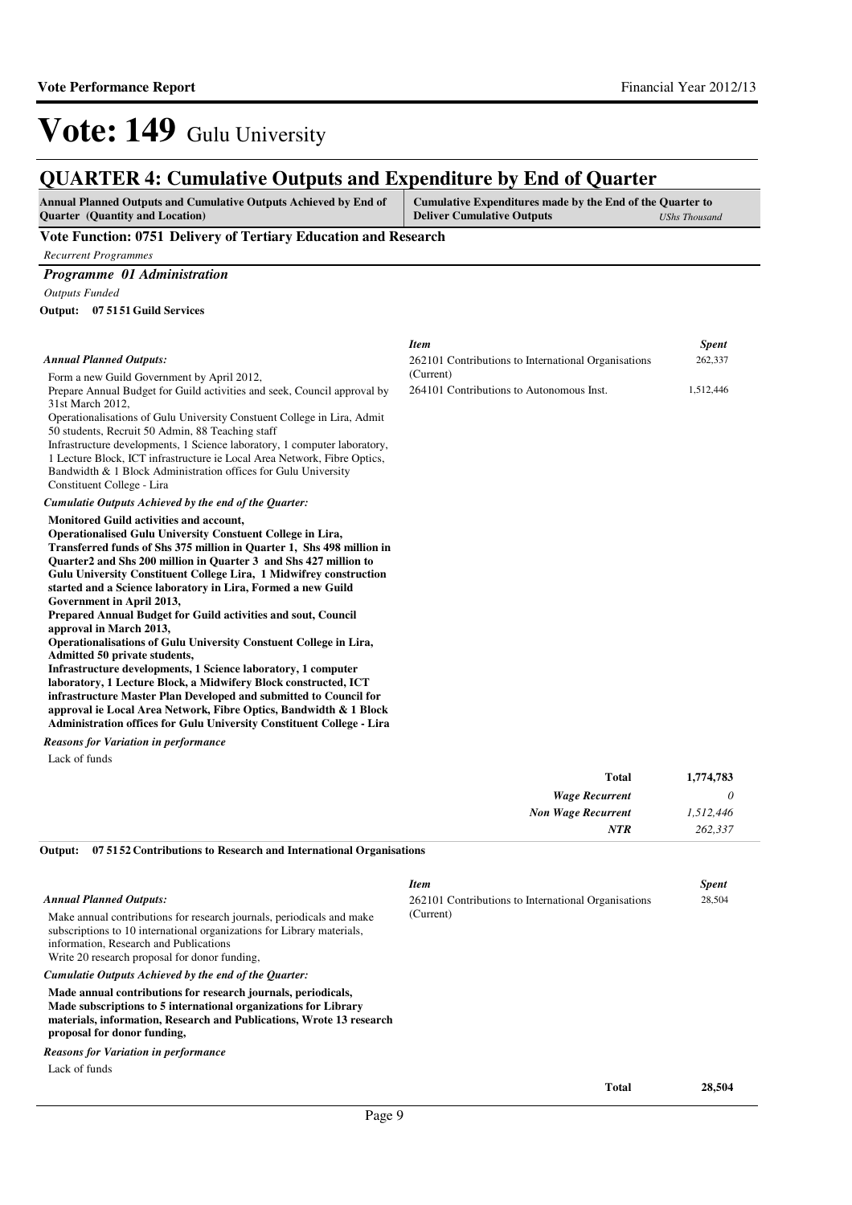# Vote: 149 Gulu University

## QUARTER 4: Cumulative Outputs and Expenditure by End of Quarter

| Annual Planned Outputs and Cumulative Outputs Achieved by End of Quarter (Quantity and Location) | Cumulative Expenditures made by the End of the Quarter to Deliver Cumulative Outputs *UShs Thousand* |
|---|---|

### Vote Function: 0751 Delivery of Tertiary Education and Research

*Recurrent Programmes*

#### *Programme 01 Administration*

*Outputs Funded*

**Output: 07 51 51 Guild Services**

*Annual Planned Outputs:*

Form a new Guild Government by April 2012,
Prepare Annual Budget for Guild activities and seek, Council approval by 31st March 2012,
Operationalisations of Gulu University Constuent College in Lira, Admit 50 students, Recruit 50 Admin, 88 Teaching staff
Infrastructure developments, 1 Science laboratory, 1 computer laboratory, 1 Lecture Block, ICT infrastructure ie Local Area Network, Fibre Optics, Bandwidth & 1 Block Administration offices for Gulu University Constituent College - Lira

| *Item* | *Spent* |
|---|---|
| 262101 Contributions to International Organisations (Current) | 262,337 |
| 264101 Contributions to Autonomous Inst. | 1,512,446 |

*Cumulatie Outputs Achieved by the end of the Quarter:*

**Monitored Guild activities and account,**
**Operationalised Gulu University Constuent College in Lira, Transferred funds of Shs 375 million in Quarter 1, Shs 498 million in Quarter2 and Shs 200 million in Quarter 3 and Shs 427 million to Gulu University Constituent College Lira, 1 Midwifrey construction started and a Science laboratory in Lira, Formed a new Guild Government in April 2013,**
**Prepared Annual Budget for Guild activities and sout, Council approval in March 2013,**
**Operationalisations of Gulu University Constuent College in Lira, Admitted 50 private students,**
**Infrastructure developments, 1 Science laboratory, 1 computer laboratory, 1 Lecture Block, a Midwifery Block constructed, ICT infrastructure Master Plan Developed and submitted to Council for approval ie Local Area Network, Fibre Optics, Bandwidth & 1 Block Administration offices for Gulu University Constituent College - Lira**

*Reasons for Variation in performance*

Lack of funds

| | |
|---|---|
| **Total** | **1,774,783** |
| *Wage Recurrent* | *0* |
| *Non Wage Recurrent* | *1,512,446* |
| *NTR* | *262,337* |

**Output: 07 51 52 Contributions to Research and International Organisations**

*Annual Planned Outputs:*

Make annual contributions for research journals, periodicals and make subscriptions to 10 international organizations for Library materials, information, Research and Publications
Write 20 research proposal for donor funding,

| *Item* | *Spent* |
|---|---|
| 262101 Contributions to International Organisations (Current) | 28,504 |

*Cumulatie Outputs Achieved by the end of the Quarter:*

**Made annual contributions for research journals, periodicals, Made subscriptions to 5 international organizations for Library materials, information, Research and Publications, Wrote 13 research proposal for donor funding,**

*Reasons for Variation in performance*

Lack of funds

| | |
|---|---|
| **Total** | **28,504** |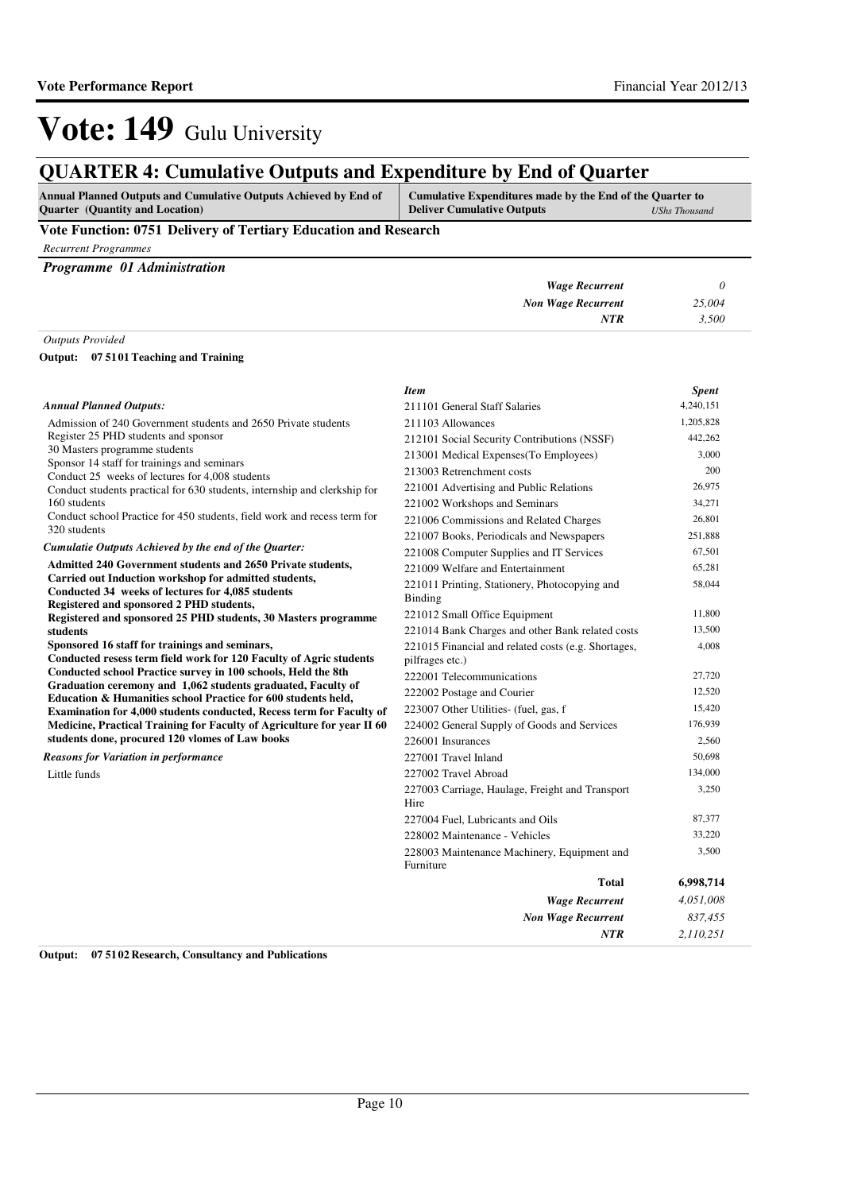# Vote: 149 Gulu University

## QUARTER 4: Cumulative Outputs and Expenditure by End of Quarter

| Annual Planned Outputs and Cumulative Outputs Achieved by End of Quarter (Quantity and Location) | Cumulative Expenditures made by the End of the Quarter to Deliver Cumulative Outputs | *UShs Thousand* |
|---|---|---|

**Vote Function: 0751 Delivery of Tertiary Education and Research**

*Recurrent Programmes*

***Programme 01 Administration***

| | |
|---|---|
| *Wage Recurrent* | *0* |
| *Non Wage Recurrent* | *25,004* |
| *NTR* | *3,500* |

*Outputs Provided*

**Output: 07 51 01 Teaching and Training**

*Annual Planned Outputs:*

Admission of 240 Government students and 2650 Private students
Register 25 PHD students and sponsor
30 Masters programme students
Sponsor 14 staff for trainings and seminars
Conduct 25 weeks of lectures for 4,008 students
Conduct students practical for 630 students, internship and clerkship for 160 students
Conduct school Practice for 450 students, field work and recess term for 320 students

*Cumulatie Outputs Achieved by the end of the Quarter:*

**Admitted 240 Government students and 2650 Private students,**
**Carried out Induction workshop for admitted students,**
**Conducted 34 weeks of lectures for 4,085 students**
**Registered and sponsored 2 PHD students,**
**Registered and sponsored 25 PHD students, 30 Masters programme students**
**Sponsored 16 staff for trainings and seminars,**
**Conducted resess term field work for 120 Faculty of Agric students**
**Conducted school Practice survey in 100 schools, Held the 8th Graduation ceremony and 1,062 students graduated, Faculty of Education & Humanities school Practice for 600 students held, Examination for 4,000 students conducted, Recess term for Faculty of Medicine, Practical Training for Faculty of Agriculture for year II 60 students done, procured 120 vlomes of Law books**

*Reasons for Variation in performance*

Little funds

| *Item* | *Spent* |
|---|---|
| 211101 General Staff Salaries | 4,240,151 |
| 211103 Allowances | 1,205,828 |
| 212101 Social Security Contributions (NSSF) | 442,262 |
| 213001 Medical Expenses(To Employees) | 3,000 |
| 213003 Retrenchment costs | 200 |
| 221001 Advertising and Public Relations | 26,975 |
| 221002 Workshops and Seminars | 34,271 |
| 221006 Commissions and Related Charges | 26,801 |
| 221007 Books, Periodicals and Newspapers | 251,888 |
| 221008 Computer Supplies and IT Services | 67,501 |
| 221009 Welfare and Entertainment | 65,281 |
| 221011 Printing, Stationery, Photocopying and Binding | 58,044 |
| 221012 Small Office Equipment | 11,800 |
| 221014 Bank Charges and other Bank related costs | 13,500 |
| 221015 Financial and related costs (e.g. Shortages, pilfrages etc.) | 4,008 |
| 222001 Telecommunications | 27,720 |
| 222002 Postage and Courier | 12,520 |
| 223007 Other Utilities- (fuel, gas, f | 15,420 |
| 224002 General Supply of Goods and Services | 176,939 |
| 226001 Insurances | 2,560 |
| 227001 Travel Inland | 50,698 |
| 227002 Travel Abroad | 134,000 |
| 227003 Carriage, Haulage, Freight and Transport Hire | 3,250 |
| 227004 Fuel, Lubricants and Oils | 87,377 |
| 228002 Maintenance - Vehicles | 33,220 |
| 228003 Maintenance Machinery, Equipment and Furniture | 3,500 |
| **Total** | **6,998,714** |
| *Wage Recurrent* | *4,051,008* |
| *Non Wage Recurrent* | *837,455* |
| *NTR* | *2,110,251* |

**Output: 07 51 02 Research, Consultancy and Publications**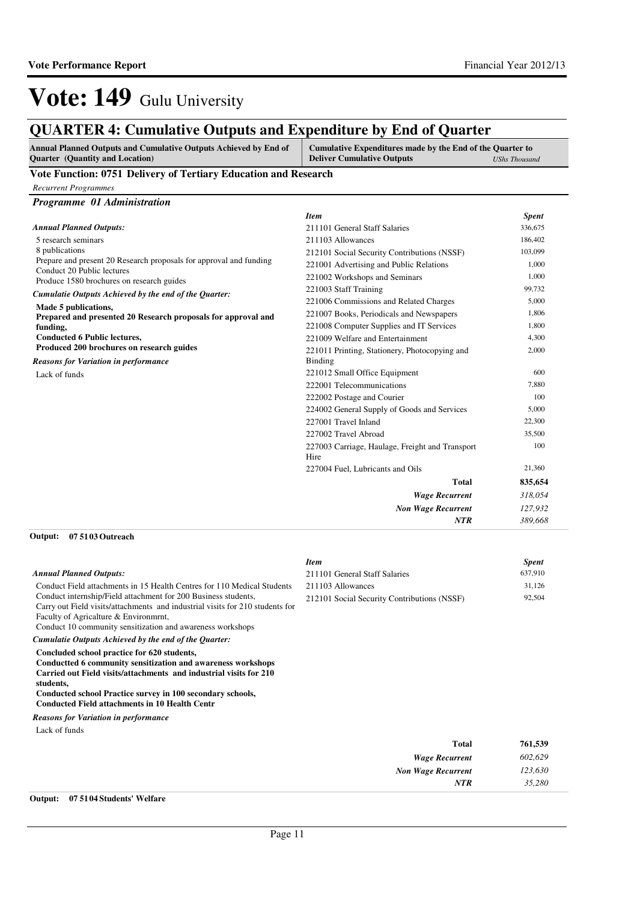# Vote: 149 Gulu University

## QUARTER 4: Cumulative Outputs and Expenditure by End of Quarter

**Annual Planned Outputs and Cumulative Outputs Achieved by End of Quarter (Quantity and Location)** | **Cumulative Expenditures made by the End of the Quarter to Deliver Cumulative Outputs** *UShs Thousand*

### Vote Function: 0751 Delivery of Tertiary Education and Research

*Recurrent Programmes*

#### *Programme 01 Administration*

*Annual Planned Outputs:*

5 research seminars
8 publications
Prepare and present 20 Research proposals for approval and funding
Conduct 20 Public lectures
Produce 1580 brochures on research guides

*Cumulatie Outputs Achieved by the end of the Quarter:*

**Made 5 publications,**
**Prepared and presented 20 Research proposals for approval and funding,**
**Conducted 6 Public lectures,**
**Produced 200 brochures on research guides**

*Reasons for Variation in performance*

Lack of funds

| *Item* | *Spent* |
|---|---|
| 211101 General Staff Salaries | 336,675 |
| 211103 Allowances | 186,402 |
| 212101 Social Security Contributions (NSSF) | 103,099 |
| 221001 Advertising and Public Relations | 1,000 |
| 221002 Workshops and Seminars | 1,000 |
| 221003 Staff Training | 99,732 |
| 221006 Commissions and Related Charges | 5,000 |
| 221007 Books, Periodicals and Newspapers | 1,806 |
| 221008 Computer Supplies and IT Services | 1,800 |
| 221009 Welfare and Entertainment | 4,300 |
| 221011 Printing, Stationery, Photocopying and Binding | 2,000 |
| 221012 Small Office Equipment | 600 |
| 222001 Telecommunications | 7,880 |
| 222002 Postage and Courier | 100 |
| 224002 General Supply of Goods and Services | 5,000 |
| 227001 Travel Inland | 22,300 |
| 227002 Travel Abroad | 35,500 |
| 227003 Carriage, Haulage, Freight and Transport Hire | 100 |
| 227004 Fuel, Lubricants and Oils | 21,360 |
| **Total** | **835,654** |
| ***Wage Recurrent*** | *318,054* |
| ***Non Wage Recurrent*** | *127,932* |
| ***NTR*** | *389,668* |

**Output: 07 51 03 Outreach**

*Annual Planned Outputs:*

Conduct Field attachments in 15 Health Centres for 110 Medical Students
Conduct internship/Field attachment for 200 Business students,
Carry out Field visits/attachments and industrial visits for 210 students for Faculty of Agricalture & Environmrnt,
Conduct 10 community sensitization and awareness workshops

*Cumulatie Outputs Achieved by the end of the Quarter:*

**Concluded school practice for 620 students,**
**Conductted 6 community sensitization and awareness workshops**
**Carried out Field visits/attachments and industrial visits for 210 students,**
**Conducted school Practice survey in 100 secondary schools,**
**Conducted Field attachments in 10 Health Centr**

*Reasons for Variation in performance*

Lack of funds

| *Item* | *Spent* |
|---|---|
| 211101 General Staff Salaries | 637,910 |
| 211103 Allowances | 31,126 |
| 212101 Social Security Contributions (NSSF) | 92,504 |
| **Total** | **761,539** |
| ***Wage Recurrent*** | *602,629* |
| ***Non Wage Recurrent*** | *123,630* |
| ***NTR*** | *35,280* |

**Output: 07 51 04 Students' Welfare**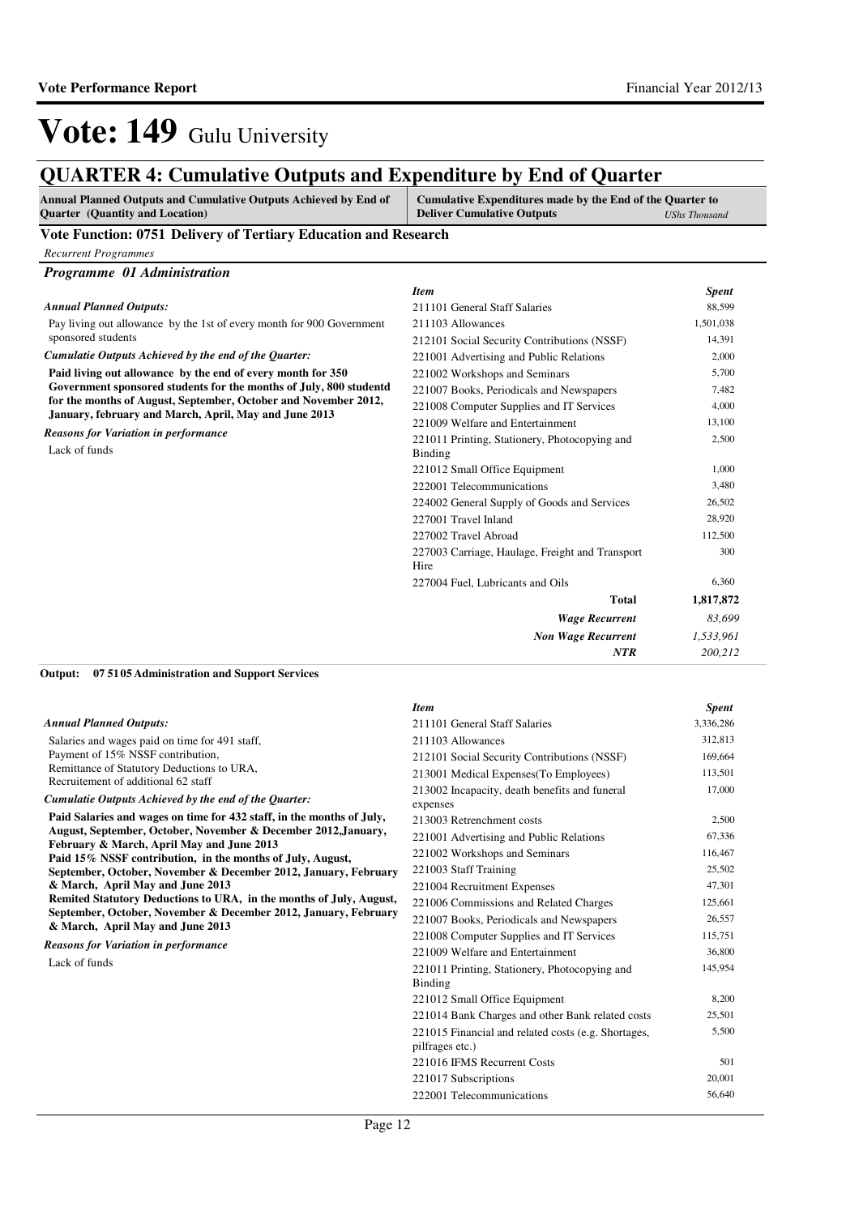# Vote: 149 Gulu University

## QUARTER 4: Cumulative Outputs and Expenditure by End of Quarter

| Annual Planned Outputs and Cumulative Outputs Achieved by End of Quarter (Quantity and Location) | Cumulative Expenditures made by the End of the Quarter to Deliver Cumulative Outputs *UShs Thousand* |
|---|---|

### Vote Function: 0751 Delivery of Tertiary Education and Research

*Recurrent Programmes*

#### *Programme 01 Administration*

*Annual Planned Outputs:*

Pay living out allowance by the 1st of every month for 900 Government sponsored students

*Cumulatie Outputs Achieved by the end of the Quarter:*

**Paid living out allowance by the end of every month for 350 Government sponsored students for the months of July, 800 studentd for the months of August, September, October and November 2012, January, february and March, April, May and June 2013**

*Reasons for Variation in performance*

Lack of funds

| *Item* | *Spent* |
|---|---|
| 211101 General Staff Salaries | 88,599 |
| 211103 Allowances | 1,501,038 |
| 212101 Social Security Contributions (NSSF) | 14,391 |
| 221001 Advertising and Public Relations | 2,000 |
| 221002 Workshops and Seminars | 5,700 |
| 221007 Books, Periodicals and Newspapers | 7,482 |
| 221008 Computer Supplies and IT Services | 4,000 |
| 221009 Welfare and Entertainment | 13,100 |
| 221011 Printing, Stationery, Photocopying and Binding | 2,500 |
| 221012 Small Office Equipment | 1,000 |
| 222001 Telecommunications | 3,480 |
| 224002 General Supply of Goods and Services | 26,502 |
| 227001 Travel Inland | 28,920 |
| 227002 Travel Abroad | 112,500 |
| 227003 Carriage, Haulage, Freight and Transport Hire | 300 |
| 227004 Fuel, Lubricants and Oils | 6,360 |
| **Total** | **1,817,872** |
| ***Wage Recurrent*** | *83,699* |
| ***Non Wage Recurrent*** | *1,533,961* |
| ***NTR*** | *200,212* |

**Output: 07 51 05 Administration and Support Services**

*Annual Planned Outputs:*

Salaries and wages paid on time for 491 staff,
Payment of 15% NSSF contribution,
Remittance of Statutory Deductions to URA,
Recruitement of additional 62 staff

*Cumulatie Outputs Achieved by the end of the Quarter:*

**Paid Salaries and wages on time for 432 staff, in the months of July, August, September, October, November & December 2012,January, February & March, April May and June 2013**
**Paid 15% NSSF contribution, in the months of July, August, September, October, November & December 2012, January, February & March, April May and June 2013**
**Remited Statutory Deductions to URA, in the months of July, August, September, October, November & December 2012, January, February & March, April May and June 2013**

*Reasons for Variation in performance*

Lack of funds

| *Item* | *Spent* |
|---|---|
| 211101 General Staff Salaries | 3,336,286 |
| 211103 Allowances | 312,813 |
| 212101 Social Security Contributions (NSSF) | 169,664 |
| 213001 Medical Expenses(To Employees) | 113,501 |
| 213002 Incapacity, death benefits and funeral expenses | 17,000 |
| 213003 Retrenchment costs | 2,500 |
| 221001 Advertising and Public Relations | 67,336 |
| 221002 Workshops and Seminars | 116,467 |
| 221003 Staff Training | 25,502 |
| 221004 Recruitment Expenses | 47,301 |
| 221006 Commissions and Related Charges | 125,661 |
| 221007 Books, Periodicals and Newspapers | 26,557 |
| 221008 Computer Supplies and IT Services | 115,751 |
| 221009 Welfare and Entertainment | 36,800 |
| 221011 Printing, Stationery, Photocopying and Binding | 145,954 |
| 221012 Small Office Equipment | 8,200 |
| 221014 Bank Charges and other Bank related costs | 25,501 |
| 221015 Financial and related costs (e.g. Shortages, pilfrages etc.) | 5,500 |
| 221016 IFMS Recurrent Costs | 501 |
| 221017 Subscriptions | 20,001 |
| 222001 Telecommunications | 56,640 |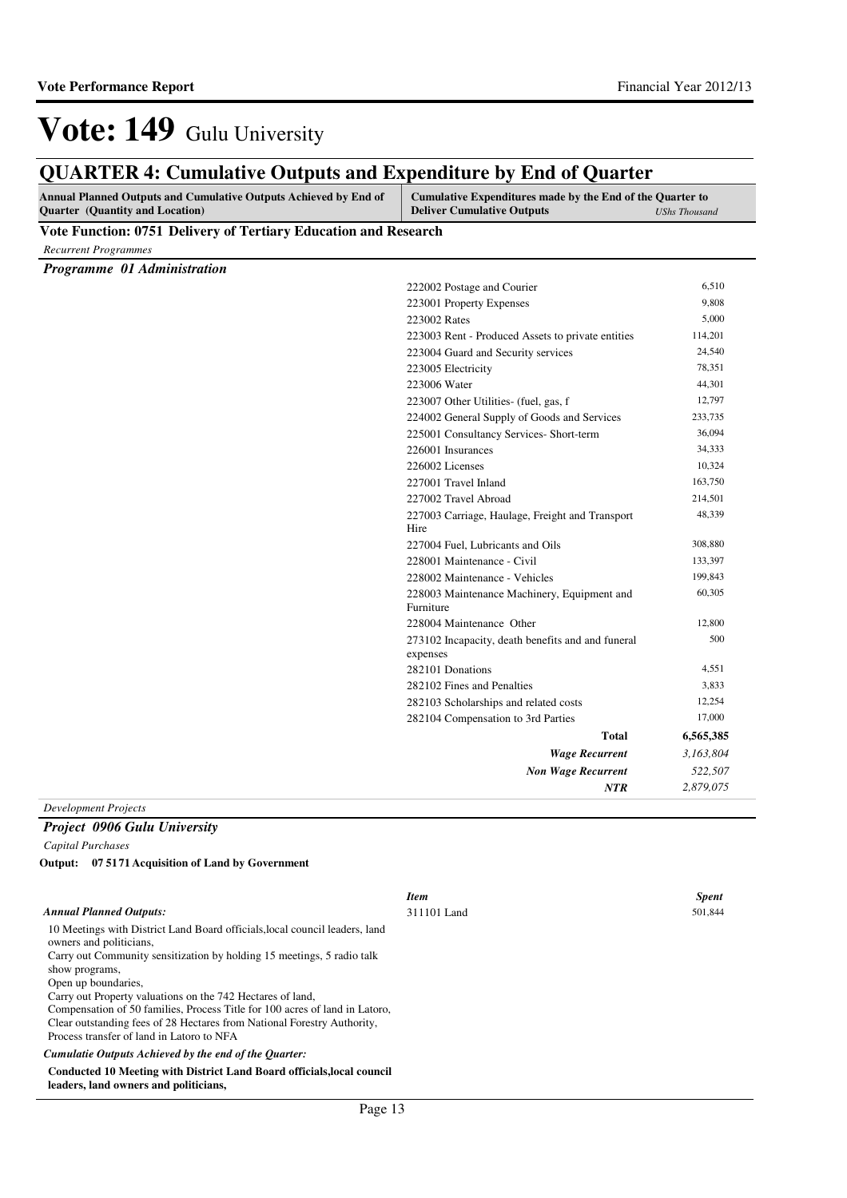# Vote: 149 Gulu University

## QUARTER 4: Cumulative Outputs and Expenditure by End of Quarter

| Annual Planned Outputs and Cumulative Outputs Achieved by End of Quarter (Quantity and Location) | Cumulative Expenditures made by the End of the Quarter to Deliver Cumulative Outputs | *UShs Thousand* |
|---|---|---|

**Vote Function: 0751 Delivery of Tertiary Education and Research**

*Recurrent Programmes*

***Programme 01 Administration***

| Item | Spent |
|---|---|
| 222002 Postage and Courier | 6,510 |
| 223001 Property Expenses | 9,808 |
| 223002 Rates | 5,000 |
| 223003 Rent - Produced Assets to private entities | 114,201 |
| 223004 Guard and Security services | 24,540 |
| 223005 Electricity | 78,351 |
| 223006 Water | 44,301 |
| 223007 Other Utilities- (fuel, gas, f | 12,797 |
| 224002 General Supply of Goods and Services | 233,735 |
| 225001 Consultancy Services- Short-term | 36,094 |
| 226001 Insurances | 34,333 |
| 226002 Licenses | 10,324 |
| 227001 Travel Inland | 163,750 |
| 227002 Travel Abroad | 214,501 |
| 227003 Carriage, Haulage, Freight and Transport Hire | 48,339 |
| 227004 Fuel, Lubricants and Oils | 308,880 |
| 228001 Maintenance - Civil | 133,397 |
| 228002 Maintenance - Vehicles | 199,843 |
| 228003 Maintenance Machinery, Equipment and Furniture | 60,305 |
| 228004 Maintenance Other | 12,800 |
| 273102 Incapacity, death benefits and funeral expenses | 500 |
| 282101 Donations | 4,551 |
| 282102 Fines and Penalties | 3,833 |
| 282103 Scholarships and related costs | 12,254 |
| 282104 Compensation to 3rd Parties | 17,000 |
| **Total** | **6,565,385** |
| ***Wage Recurrent*** | *3,163,804* |
| ***Non Wage Recurrent*** | *522,507* |
| ***NTR*** | *2,879,075* |

*Development Projects*

***Project 0906 Gulu University***

*Capital Purchases*

**Output: 07 5171 Acquisition of Land by Government**

*Annual Planned Outputs:*

10 Meetings with District Land Board officials,local council leaders, land owners and politicians,
Carry out Community sensitization by holding 15 meetings, 5 radio talk show programs,
Open up boundaries,
Carry out Property valuations on the 742 Hectares of land,
Compensation of 50 families, Process Title for 100 acres of land in Latoro,
Clear outstanding fees of 28 Hectares from National Forestry Authority,
Process transfer of land in Latoro to NFA

| *Item* | *Spent* |
|---|---|
| 311101 Land | 501,844 |

*Cumulatie Outputs Achieved by the end of the Quarter:*

**Conducted 10 Meeting with District Land Board officials,local council leaders, land owners and politicians,**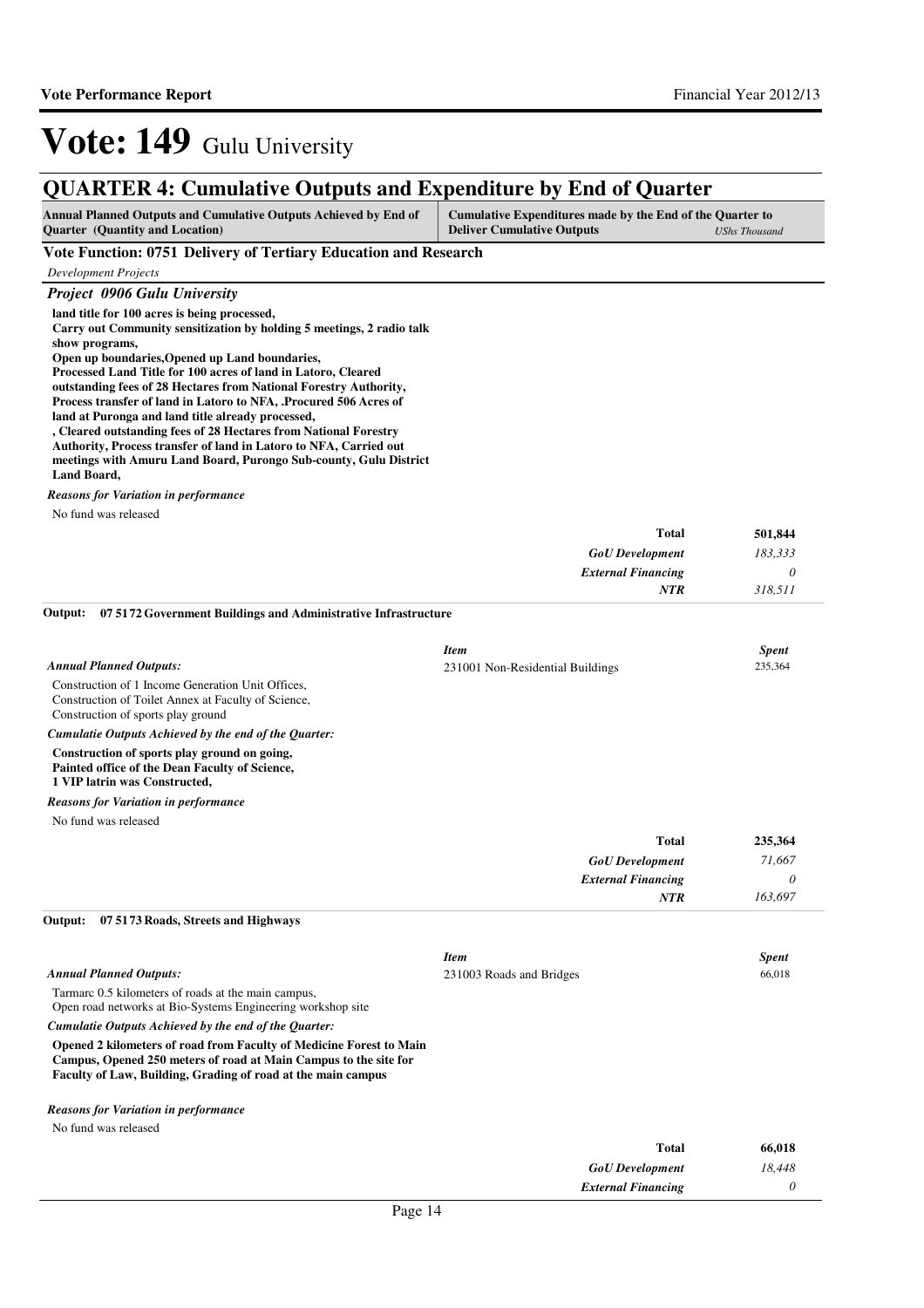# Vote: 149 Gulu University

## QUARTER 4: Cumulative Outputs and Expenditure by End of Quarter

| Annual Planned Outputs and Cumulative Outputs Achieved by End of Quarter (Quantity and Location) | Cumulative Expenditures made by the End of the Quarter to Deliver Cumulative Outputs *UShs Thousand* |
|---|---|

### Vote Function: 0751 Delivery of Tertiary Education and Research

*Development Projects*

***Project 0906 Gulu University***

**land title for 100 acres is being processed,
Carry out Community sensitization by holding 5 meetings, 2 radio talk show programs,
Open up boundaries,Opened up Land boundaries,
Processed Land Title for 100 acres of land in Latoro, Cleared outstanding fees of 28 Hectares from National Forestry Authority, Process transfer of land in Latoro to NFA, .Procured 506 Acres of land at Puronga and land title already processed,
, Cleared outstanding fees of 28 Hectares from National Forestry Authority, Process transfer of land in Latoro to NFA, Carried out meetings with Amuru Land Board, Purongo Sub-county, Gulu District Land Board,**

***Reasons for Variation in performance***

No fund was released

| | |
|---|---|
| **Total** | **501,844** |
| *GoU Development* | *183,333* |
| *External Financing* | *0* |
| *NTR* | *318,511* |

**Output: 07 5172 Government Buildings and Administrative Infrastructure**

***Annual Planned Outputs:***

Construction of 1 Income Generation Unit Offices,
Construction of Toilet Annex at Faculty of Science,
Construction of sports play ground

| *Item* | *Spent* |
|---|---|
| 231001 Non-Residential Buildings | 235,364 |

***Cumulatie Outputs Achieved by the end of the Quarter:***

**Construction of sports play ground on going,
Painted office of the Dean Faculty of Science,
1 VIP latrin was Constructed,**

***Reasons for Variation in performance***

No fund was released

| | |
|---|---|
| **Total** | **235,364** |
| *GoU Development* | *71,667* |
| *External Financing* | *0* |
| *NTR* | *163,697* |

**Output: 07 5173 Roads, Streets and Highways**

***Annual Planned Outputs:***

Tarmarc 0.5 kilometers of roads at the main campus,
Open road networks at Bio-Systems Engineering workshop site

| *Item* | *Spent* |
|---|---|
| 231003 Roads and Bridges | 66,018 |

***Cumulatie Outputs Achieved by the end of the Quarter:***

**Opened 2 kilometers of road from Faculty of Medicine Forest to Main Campus, Opened 250 meters of road at Main Campus to the site for Faculty of Law, Building, Grading of road at the main campus**

***Reasons for Variation in performance***

No fund was released

| | |
|---|---|
| **Total** | **66,018** |
| *GoU Development* | *18,448* |
| *External Financing* | *0* |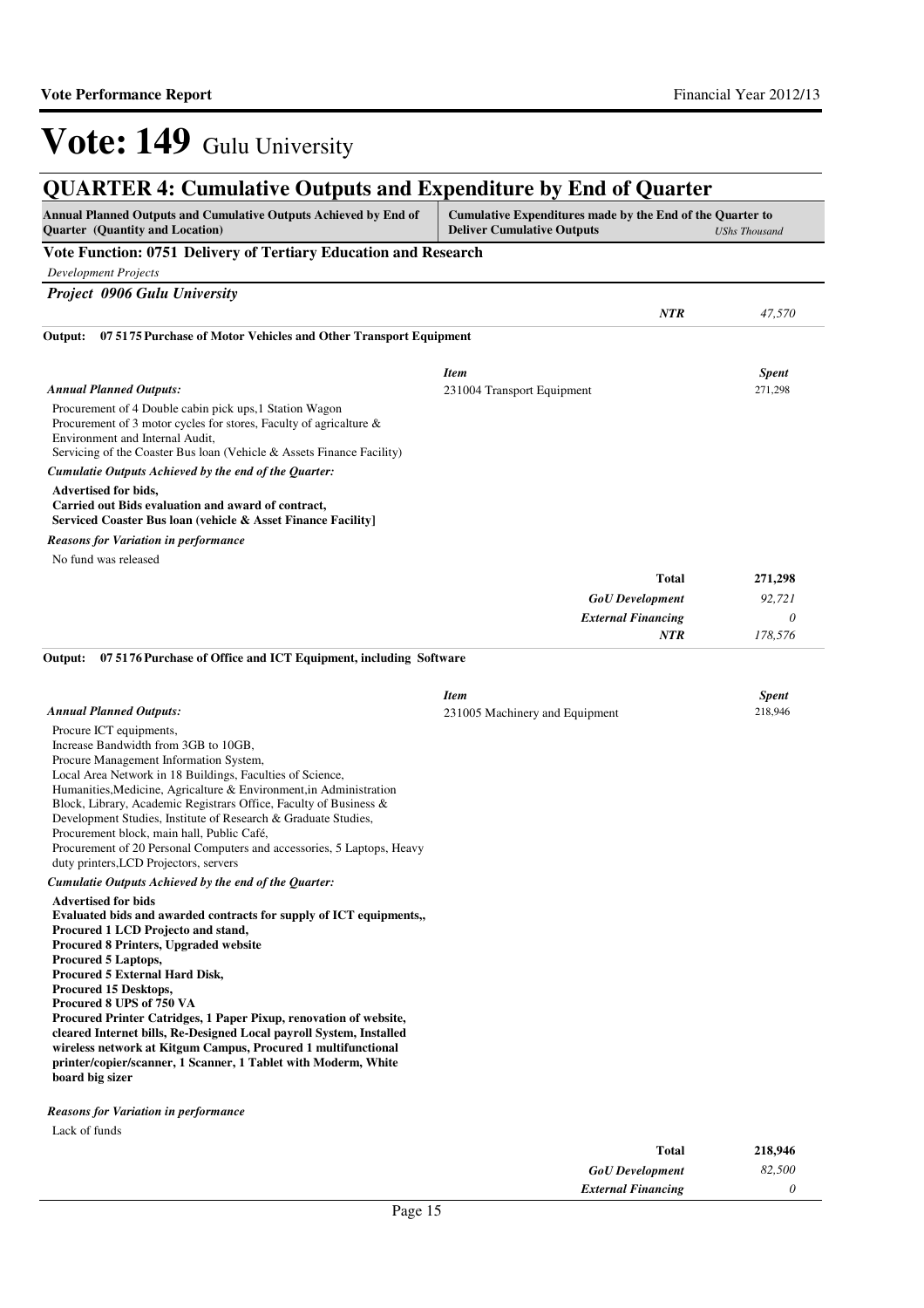# Vote: 149 Gulu University

## QUARTER 4: Cumulative Outputs and Expenditure by End of Quarter

| Annual Planned Outputs and Cumulative Outputs Achieved by End of Quarter (Quantity and Location) | Cumulative Expenditures made by the End of the Quarter to Deliver Cumulative Outputs | *UShs Thousand* |
|---|---|---|

### Vote Function: 0751 Delivery of Tertiary Education and Research

*Development Projects*

***Project 0906 Gulu University***

| | |
|---|---|
| ***NTR*** | *47,570* |

**Output: 07 5175 Purchase of Motor Vehicles and Other Transport Equipment**

*Annual Planned Outputs:*

Procurement of 4 Double cabin pick ups,1 Station Wagon
Procurement of 3 motor cycles for stores, Faculty of agricalture & Environment and Internal Audit,
Servicing of the Coaster Bus loan (Vehicle & Assets Finance Facility)

*Cumulatie Outputs Achieved by the end of the Quarter:*

**Advertised for bids,**
**Carried out Bids evaluation and award of contract,**
**Serviced Coaster Bus loan (vehicle & Asset Finance Facility]**

*Reasons for Variation in performance*

No fund was released

| *Item* | *Spent* |
|---|---|
| 231004 Transport Equipment | 271,298 |
| **Total** | **271,298** |
| ***GoU Development*** | *92,721* |
| ***External Financing*** | *0* |
| ***NTR*** | *178,576* |

**Output: 07 5176 Purchase of Office and ICT Equipment, including Software**

*Annual Planned Outputs:*

Procure ICT equipments,
Increase Bandwidth from 3GB to 10GB,
Procure Management Information System,
Local Area Network in 18 Buildings, Faculties of Science, Humanities,Medicine, Agricalture & Environment,in Administration Block, Library, Academic Registrars Office, Faculty of Business & Development Studies, Institute of Research & Graduate Studies, Procurement block, main hall, Public Café,
Procurement of 20 Personal Computers and accessories, 5 Laptops, Heavy duty printers,LCD Projectors, servers

*Cumulatie Outputs Achieved by the end of the Quarter:*

**Advertised for bids**
**Evaluated bids and awarded contracts for supply of ICT equipments,,**
**Procured 1 LCD Projecto and stand,**
**Procured 8 Printers, Upgraded website**
**Procured 5 Laptops,**
**Procured 5 External Hard Disk,**
**Procured 15 Desktops,**
**Procured 8 UPS of 750 VA**
**Procured Printer Catridges, 1 Paper Pixup, renovation of website, cleared Internet bills, Re-Designed Local payroll System, Installed wireless network at Kitgum Campus, Procured 1 multifunctional printer/copier/scanner, 1 Scanner, 1 Tablet with Moderm, White board big sizer**

*Reasons for Variation in performance*

Lack of funds

| *Item* | *Spent* |
|---|---|
| 231005 Machinery and Equipment | 218,946 |
| **Total** | **218,946** |
| ***GoU Development*** | *82,500* |
| ***External Financing*** | *0* |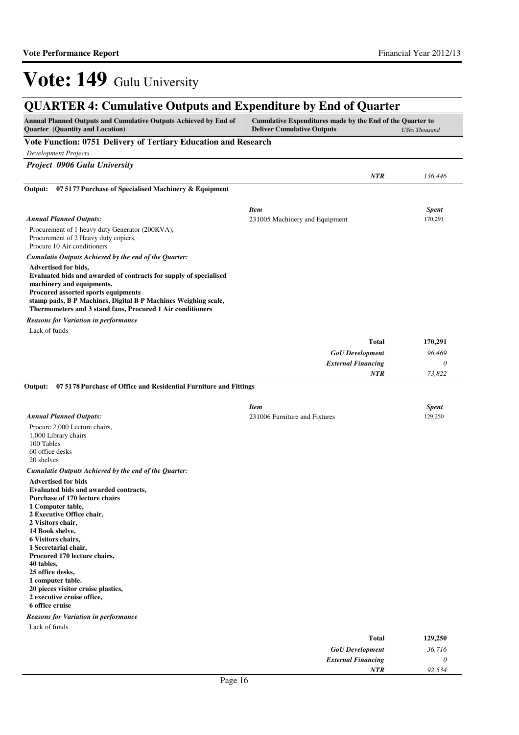# Vote: 149 Gulu University

## QUARTER 4: Cumulative Outputs and Expenditure by End of Quarter

| Annual Planned Outputs and Cumulative Outputs Achieved by End of Quarter (Quantity and Location) | Cumulative Expenditures made by the End of the Quarter to Deliver Cumulative Outputs | *UShs Thousand* |
|---|---|---|

### Vote Function: 0751 Delivery of Tertiary Education and Research

*Development Projects*

#### *Project 0906 Gulu University*

| | |
|---|---|
| ***NTR*** | *136,446* |

**Output: 07 5177 Purchase of Specialised Machinery & Equipment**

| ***Item*** | ***Spent*** |
|---|---|
| 231005 Machinery and Equipment | 170,291 |

***Annual Planned Outputs:***

Procurement of 1 heavy duty Generator (200KVA),
Procurement of 2 Heavy duty copiers,
Procure 10 Air conditioners

***Cumulatie Outputs Achieved by the end of the Quarter:***

**Advertised for bids,**
**Evaluated bids and awarded of contracts for supply of specialised machinery and equipments.**
**Procured assorted sports equipments**
**stamp pads, B P Machines, Digital B P Machines Weighing scale, Thermometers and 3 stand fans, Procured 1 Air conditioners**

***Reasons for Variation in performance***

Lack of funds

| | |
|---|---|
| **Total** | **170,291** |
| ***GoU Development*** | *96,469* |
| ***External Financing*** | *0* |
| ***NTR*** | *73,822* |

**Output: 07 5178 Purchase of Office and Residential Furniture and Fittings**

| ***Item*** | ***Spent*** |
|---|---|
| 231006 Furniture and Fixtures | 129,250 |

***Annual Planned Outputs:***

Procure 2,000 Lecture chairs,
1,000 Library chairs
100 Tables
60 office desks
20 shelves

***Cumulatie Outputs Achieved by the end of the Quarter:***

**Advertised for bids**
**Evaluated bids and awarded contracts,**
**Purchase of 170 lecture chairs**
**1 Computer table,**
**2 Executive Office chair,**
**2 Visitors chair,**
**14 Book shelve,**
**6 Visitors chairs,**
**1 Secretarial chair,**
**Procured 170 lecture chairs,**
**40 tables,**
**25 office desks,**
**1 computer table.**
**20 pieces visitor cruise plastics,**
**2 executive cruise office,**
**6 office cruise**

***Reasons for Variation in performance***

Lack of funds

| | |
|---|---|
| **Total** | **129,250** |
| ***GoU Development*** | *36,716* |
| ***External Financing*** | *0* |
| ***NTR*** | *92,534* |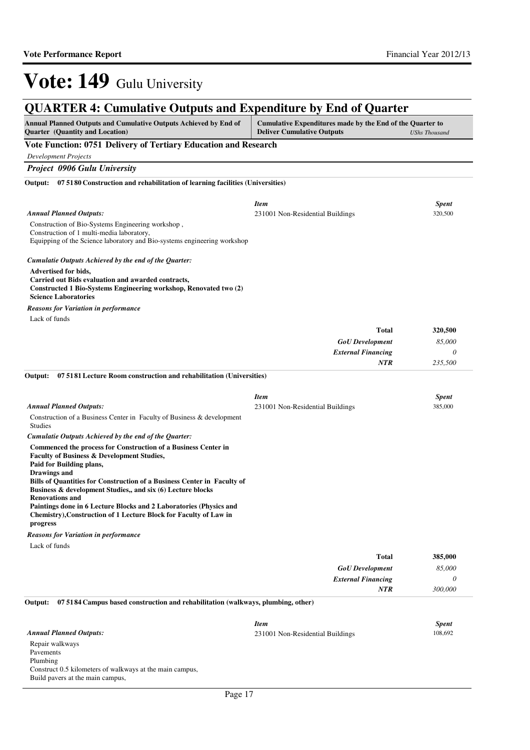# Vote: 149 Gulu University

## QUARTER 4: Cumulative Outputs and Expenditure by End of Quarter

| Annual Planned Outputs and Cumulative Outputs Achieved by End of Quarter (Quantity and Location) | Cumulative Expenditures made by the End of the Quarter to Deliver Cumulative Outputs | *UShs Thousand* |
|---|---|---|

### Vote Function: 0751 Delivery of Tertiary Education and Research

*Development Projects*

***Project 0906 Gulu University***

**Output: 07 51 80 Construction and rehabilitation of learning facilities (Universities)**

***Annual Planned Outputs:***

Construction of Bio-Systems Engineering workshop ,
Construction of 1 multi-media laboratory,
Equipping of the Science laboratory and Bio-systems engineering workshop

| *Item* | *Spent* |
|---|---|
| 231001 Non-Residential Buildings | 320,500 |

***Cumulatie Outputs Achieved by the end of the Quarter:***

**Advertised for bids,**
**Carried out Bids evaluation and awarded contracts,**
**Constructed 1 Bio-Systems Engineering workshop, Renovated two (2) Science Laboratories**

***Reasons for Variation in performance***

Lack of funds

| | |
|---|---|
| **Total** | **320,500** |
| ***GoU Development*** | *85,000* |
| ***External Financing*** | *0* |
| ***NTR*** | *235,500* |

**Output: 07 51 81 Lecture Room construction and rehabilitation (Universities)**

***Annual Planned Outputs:***

Construction of a Business Center in Faculty of Business & development Studies

| *Item* | *Spent* |
|---|---|
| 231001 Non-Residential Buildings | 385,000 |

***Cumulatie Outputs Achieved by the end of the Quarter:***

**Commenced the process for Construction of a Business Center in Faculty of Business & Development Studies,**
**Paid for Building plans,**
**Drawings and**
**Bills of Quantities for Construction of a Business Center in Faculty of Business & development Studies,, and six (6) Lecture blocks Renovations and**
**Paintings done in 6 Lecture Blocks and 2 Laboratories (Physics and Chemistry),Construction of 1 Lecture Block for Faculty of Law in progress**

***Reasons for Variation in performance***

Lack of funds

| | |
|---|---|
| **Total** | **385,000** |
| ***GoU Development*** | *85,000* |
| ***External Financing*** | *0* |
| ***NTR*** | *300,000* |

**Output: 07 51 84 Campus based construction and rehabilitation (walkways, plumbing, other)**

***Annual Planned Outputs:***

Repair walkways
Pavements
Plumbing
Construct 0.5 kilometers of walkways at the main campus,
Build pavers at the main campus,

| *Item* | *Spent* |
|---|---|
| 231001 Non-Residential Buildings | 108,692 |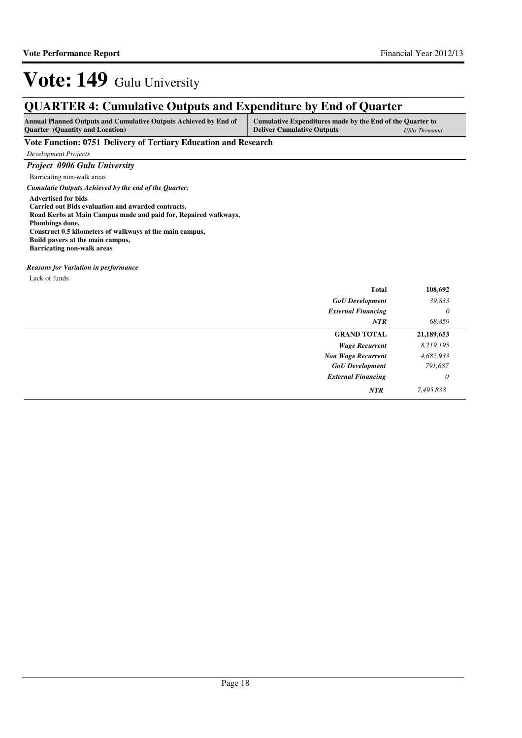# Vote: 149 Gulu University

## QUARTER 4: Cumulative Outputs and Expenditure by End of Quarter

| Annual Planned Outputs and Cumulative Outputs Achieved by End of Quarter (Quantity and Location) | Cumulative Expenditures made by the End of the Quarter to Deliver Cumulative Outputs | *UShs Thousand* |
|---|---|---|

### Vote Function: 0751 Delivery of Tertiary Education and Research

*Development Projects*

#### *Project 0906 Gulu University*

Barricating non-walk areas

***Cumulatie Outputs Achieved by the end of the Quarter:***

**Advertised for bids**
**Carried out Bids evaluation and awarded contracts,**
**Road Kerbs at Main Campus made and paid for, Repaired walkways,**
**Plumbings done,**
**Construct 0.5 kilometers of walkways at the main campus,**
**Build pavers at the main campus,**
**Barricating non-walk areas**

***Reasons for Variation in performance***

Lack of funds

| | |
|---|---|
| **Total** | **108,692** |
| *GoU Development* | *39,833* |
| *External Financing* | *0* |
| *NTR* | *68,859* |
| **GRAND TOTAL** | **21,189,653** |
| *Wage Recurrent* | *8,219,195* |
| *Non Wage Recurrent* | *4,682,933* |
| *GoU Development* | *791,687* |
| *External Financing* | *0* |
| *NTR* | *7,495,838* |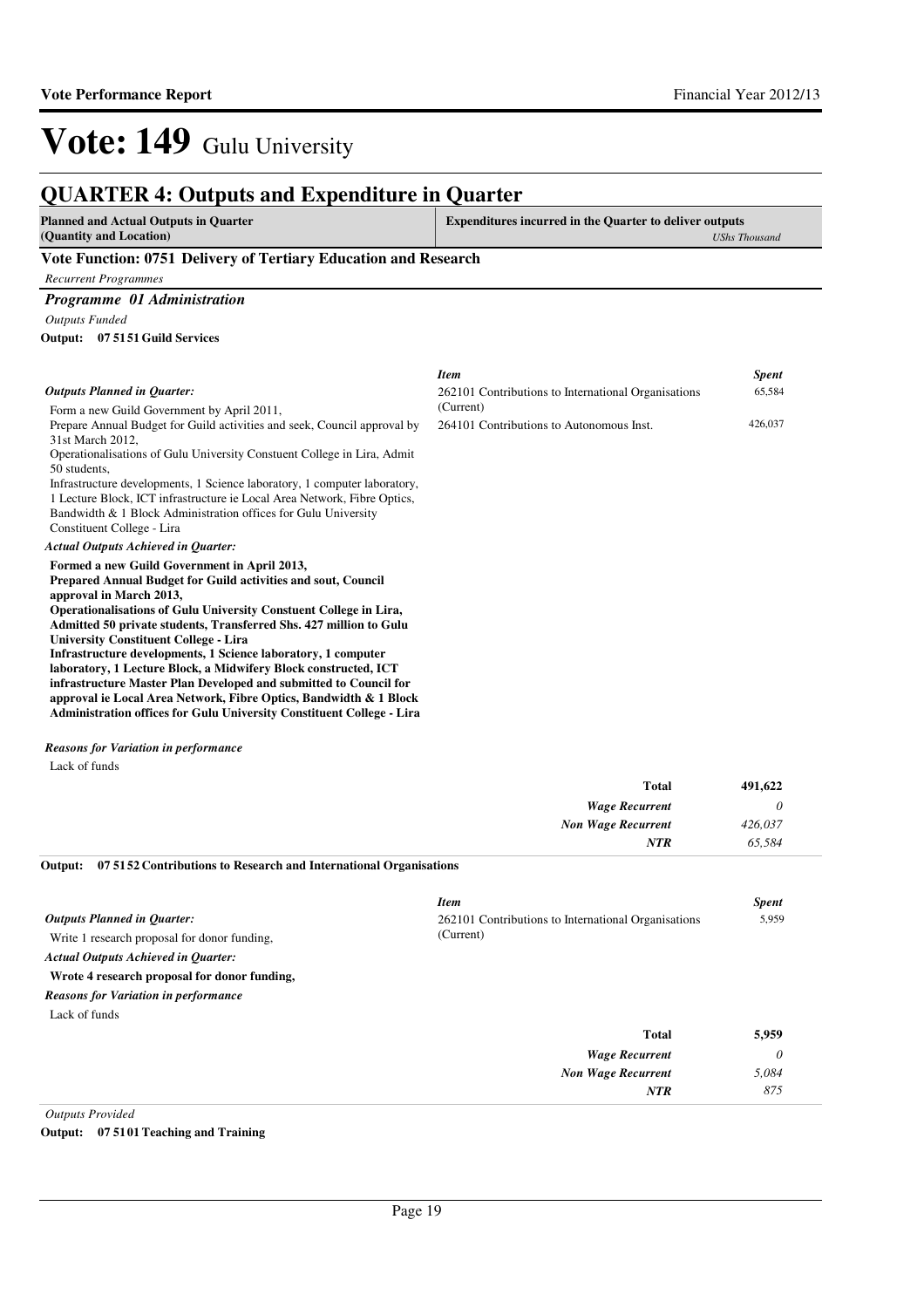# Vote: 149 Gulu University

## QUARTER 4: Outputs and Expenditure in Quarter

| Planned and Actual Outputs in Quarter (Quantity and Location) | Expenditures incurred in the Quarter to deliver outputs *UShs Thousand* |
|---|---|

### Vote Function: 0751 Delivery of Tertiary Education and Research

*Recurrent Programmes*

#### *Programme 01 Administration*

*Outputs Funded*

**Output: 07 51 51 Guild Services**

*Outputs Planned in Quarter:*

Form a new Guild Government by April 2011,
Prepare Annual Budget for Guild activities and seek, Council approval by 31st March 2012,
Operationalisations of Gulu University Constuent College in Lira, Admit 50 students,
Infrastructure developments, 1 Science laboratory, 1 computer laboratory, 1 Lecture Block, ICT infrastructure ie Local Area Network, Fibre Optics, Bandwidth & 1 Block Administration offices for Gulu University Constituent College - Lira

*Actual Outputs Achieved in Quarter:*

**Formed a new Guild Government in April 2013,
Prepared Annual Budget for Guild activities and sout, Council approval in March 2013,
Operationalisations of Gulu University Constuent College in Lira, Admitted 50 private students, Transferred Shs. 427 million to Gulu University Constituent College - Lira
Infrastructure developments, 1 Science laboratory, 1 computer laboratory, 1 Lecture Block, a Midwifery Block constructed, ICT infrastructure Master Plan Developed and submitted to Council for approval ie Local Area Network, Fibre Optics, Bandwidth & 1 Block Administration offices for Gulu University Constituent College - Lira**

*Reasons for Variation in performance*

Lack of funds

| *Item* | *Spent* |
|---|---|
| 262101 Contributions to International Organisations (Current) | 65,584 |
| 264101 Contributions to Autonomous Inst. | 426,037 |
| **Total** | **491,622** |
| *Wage Recurrent* | *0* |
| *Non Wage Recurrent* | *426,037* |
| *NTR* | *65,584* |

**Output: 07 51 52 Contributions to Research and International Organisations**

*Outputs Planned in Quarter:*

Write 1 research proposal for donor funding,

*Actual Outputs Achieved in Quarter:*

**Wrote 4 research proposal for donor funding,**

*Reasons for Variation in performance*

Lack of funds

| *Item* | *Spent* |
|---|---|
| 262101 Contributions to International Organisations (Current) | 5,959 |
| **Total** | **5,959** |
| *Wage Recurrent* | *0* |
| *Non Wage Recurrent* | *5,084* |
| *NTR* | *875* |

*Outputs Provided*

**Output: 07 51 01 Teaching and Training**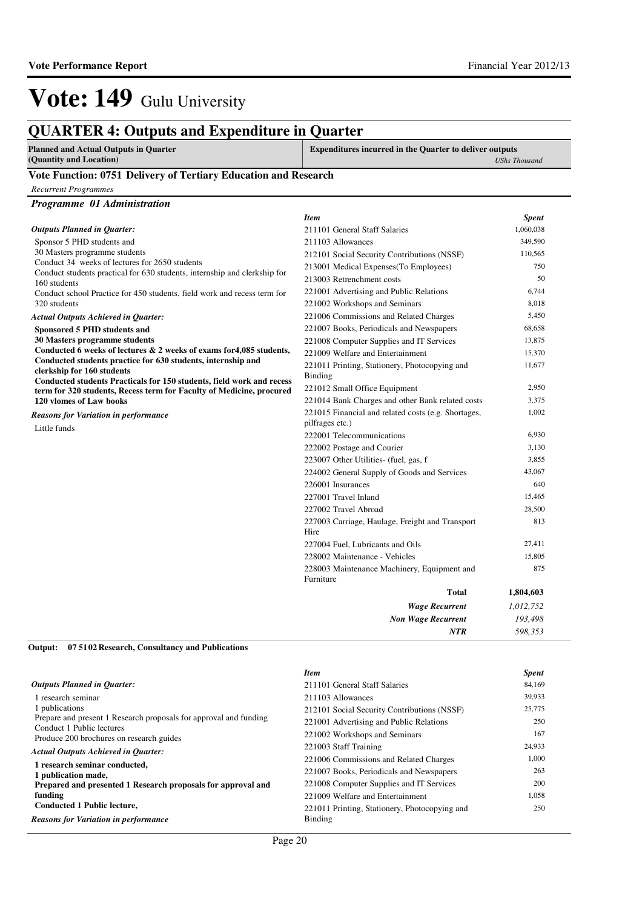# Vote: 149 Gulu University

## QUARTER 4: Outputs and Expenditure in Quarter

| Planned and Actual Outputs in Quarter (Quantity and Location) | Expenditures incurred in the Quarter to deliver outputs *UShs Thousand* |
|---|---|

### Vote Function: 0751 Delivery of Tertiary Education and Research

*Recurrent Programmes*

#### *Programme 01 Administration*

*Outputs Planned in Quarter:*

Sponsor 5 PHD students and
30 Masters programme students
Conduct 34 weeks of lectures for 2650 students
Conduct students practical for 630 students, internship and clerkship for 160 students
Conduct school Practice for 450 students, field work and recess term for 320 students

*Actual Outputs Achieved in Quarter:*

**Sponsored 5 PHD students and**
**30 Masters programme students**
**Conducted 6 weeks of lectures & 2 weeks of exams for4,085 students,**
**Conducted students practice for 630 students, internship and clerkship for 160 students**
**Conducted students Practicals for 150 students, field work and recess term for 320 students, Recess term for Faculty of Medicine, procured 120 vlomes of Law books**

*Reasons for Variation in performance*

Little funds

| *Item* | *Spent* |
|---|---|
| 211101 General Staff Salaries | 1,060,038 |
| 211103 Allowances | 349,590 |
| 212101 Social Security Contributions (NSSF) | 110,565 |
| 213001 Medical Expenses(To Employees) | 750 |
| 213003 Retrenchment costs | 50 |
| 221001 Advertising and Public Relations | 6,744 |
| 221002 Workshops and Seminars | 8,018 |
| 221006 Commissions and Related Charges | 5,450 |
| 221007 Books, Periodicals and Newspapers | 68,658 |
| 221008 Computer Supplies and IT Services | 13,875 |
| 221009 Welfare and Entertainment | 15,370 |
| 221011 Printing, Stationery, Photocopying and Binding | 11,677 |
| 221012 Small Office Equipment | 2,950 |
| 221014 Bank Charges and other Bank related costs | 3,375 |
| 221015 Financial and related costs (e.g. Shortages, pilfrages etc.) | 1,002 |
| 222001 Telecommunications | 6,930 |
| 222002 Postage and Courier | 3,130 |
| 223007 Other Utilities- (fuel, gas, f | 3,855 |
| 224002 General Supply of Goods and Services | 43,067 |
| 226001 Insurances | 640 |
| 227001 Travel Inland | 15,465 |
| 227002 Travel Abroad | 28,500 |
| 227003 Carriage, Haulage, Freight and Transport Hire | 813 |
| 227004 Fuel, Lubricants and Oils | 27,411 |
| 228002 Maintenance - Vehicles | 15,805 |
| 228003 Maintenance Machinery, Equipment and Furniture | 875 |
| **Total** | **1,804,603** |
| ***Wage Recurrent*** | *1,012,752* |
| ***Non Wage Recurrent*** | *193,498* |
| ***NTR*** | *598,353* |

**Output: 07 51 02 Research, Consultancy and Publications**

*Outputs Planned in Quarter:*

1 research seminar
1 publications
Prepare and present 1 Research proposals for approval and funding
Conduct 1 Public lectures
Produce 200 brochures on research guides

*Actual Outputs Achieved in Quarter:*

**1 research seminar conducted,**
**1 publication made,**
**Prepared and presented 1 Research proposals for approval and funding**
**Conducted 1 Public lecture,**

*Reasons for Variation in performance*

| *Item* | *Spent* |
|---|---|
| 211101 General Staff Salaries | 84,169 |
| 211103 Allowances | 39,933 |
| 212101 Social Security Contributions (NSSF) | 25,775 |
| 221001 Advertising and Public Relations | 250 |
| 221002 Workshops and Seminars | 167 |
| 221003 Staff Training | 24,933 |
| 221006 Commissions and Related Charges | 1,000 |
| 221007 Books, Periodicals and Newspapers | 263 |
| 221008 Computer Supplies and IT Services | 200 |
| 221009 Welfare and Entertainment | 1,058 |
| 221011 Printing, Stationery, Photocopying and Binding | 250 |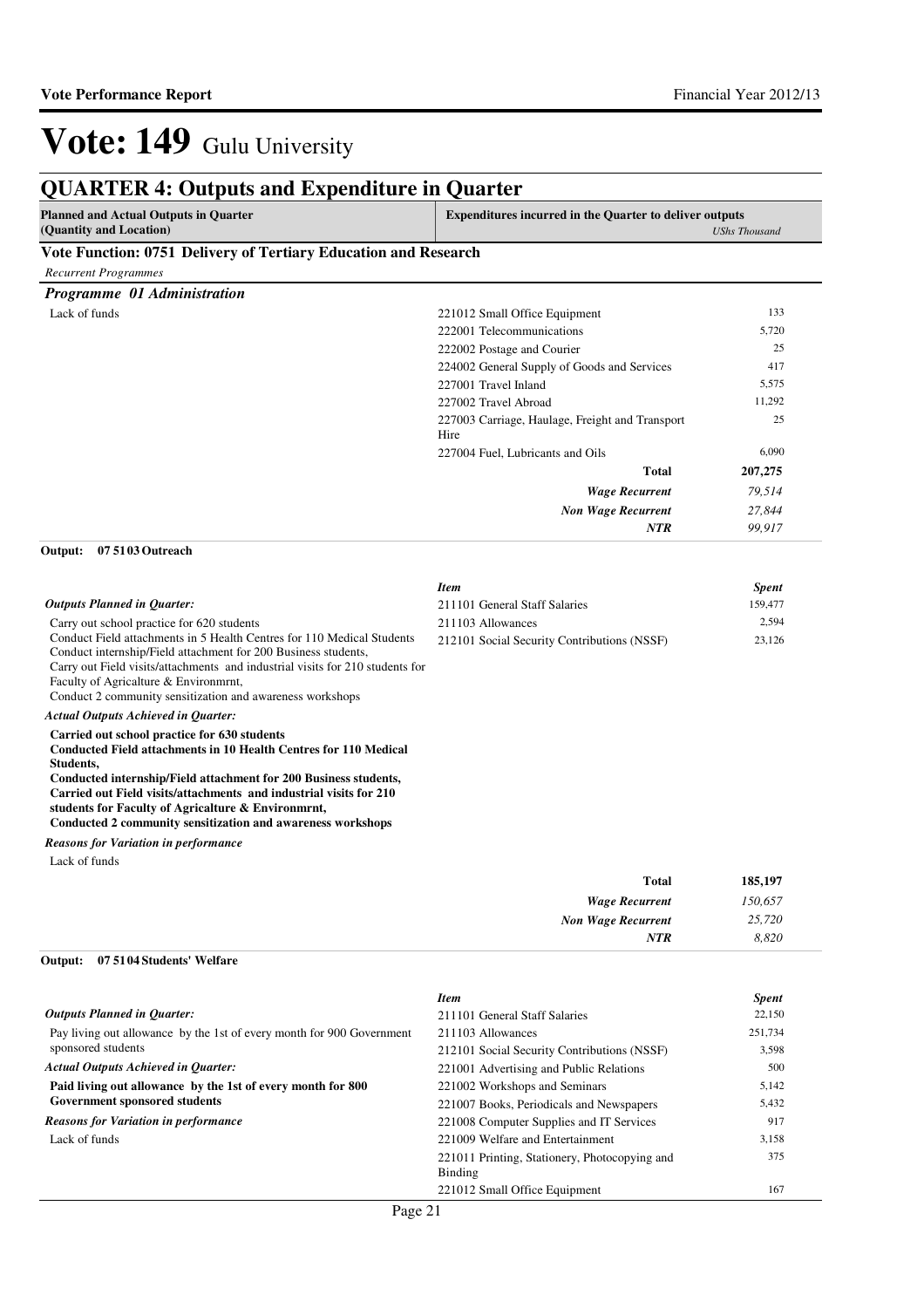# Vote: 149 Gulu University

## QUARTER 4: Outputs and Expenditure in Quarter

| Planned and Actual Outputs in Quarter (Quantity and Location) | Expenditures incurred in the Quarter to deliver outputs | *UShs Thousand* |
|---|---|---|

### Vote Function: 0751 Delivery of Tertiary Education and Research

*Recurrent Programmes*

#### *Programme 01 Administration*

| | | |
|---|---|---|
| Lack of funds | 221012 Small Office Equipment | 133 |
| | 222001 Telecommunications | 5,720 |
| | 222002 Postage and Courier | 25 |
| | 224002 General Supply of Goods and Services | 417 |
| | 227001 Travel Inland | 5,575 |
| | 227002 Travel Abroad | 11,292 |
| | 227003 Carriage, Haulage, Freight and Transport Hire | 25 |
| | 227004 Fuel, Lubricants and Oils | 6,090 |
| | **Total** | **207,275** |
| | ***Wage Recurrent*** | *79,514* |
| | ***Non Wage Recurrent*** | *27,844* |
| | ***NTR*** | *99,917* |

**Output: 07 5103 Outreach**

| | *Item* | *Spent* |
|---|---|---|
| | 211101 General Staff Salaries | 159,477 |
| | 211103 Allowances | 2,594 |
| | 212101 Social Security Contributions (NSSF) | 23,126 |

***Outputs Planned in Quarter:***

Carry out school practice for 620 students
Conduct Field attachments in 5 Health Centres for 110 Medical Students
Conduct internship/Field attachment for 200 Business students,
Carry out Field visits/attachments and industrial visits for 210 students for Faculty of Agricalture & Environmrnt,
Conduct 2 community sensitization and awareness workshops

***Actual Outputs Achieved in Quarter:***

**Carried out school practice for 630 students**
**Conducted Field attachments in 10 Health Centres for 110 Medical Students,**
**Conducted internship/Field attachment for 200 Business students,**
**Carried out Field visits/attachments and industrial visits for 210 students for Faculty of Agricalture & Environmrnt,**
**Conducted 2 community sensitization and awareness workshops**

***Reasons for Variation in performance***

Lack of funds

| | |
|---|---|
| **Total** | **185,197** |
| ***Wage Recurrent*** | *150,657* |
| ***Non Wage Recurrent*** | *25,720* |
| ***NTR*** | *8,820* |

**Output: 07 5104 Students' Welfare**

| | *Item* | *Spent* |
|---|---|---|
| ***Outputs Planned in Quarter:*** | 211101 General Staff Salaries | 22,150 |
| Pay living out allowance by the 1st of every month for 900 Government sponsored students | 211103 Allowances | 251,734 |
| | 212101 Social Security Contributions (NSSF) | 3,598 |
| ***Actual Outputs Achieved in Quarter:*** | 221001 Advertising and Public Relations | 500 |
| **Paid living out allowance by the 1st of every month for 800 Government sponsored students** | 221002 Workshops and Seminars | 5,142 |
| | 221007 Books, Periodicals and Newspapers | 5,432 |
| ***Reasons for Variation in performance*** | 221008 Computer Supplies and IT Services | 917 |
| Lack of funds | 221009 Welfare and Entertainment | 3,158 |
| | 221011 Printing, Stationery, Photocopying and Binding | 375 |
| | 221012 Small Office Equipment | 167 |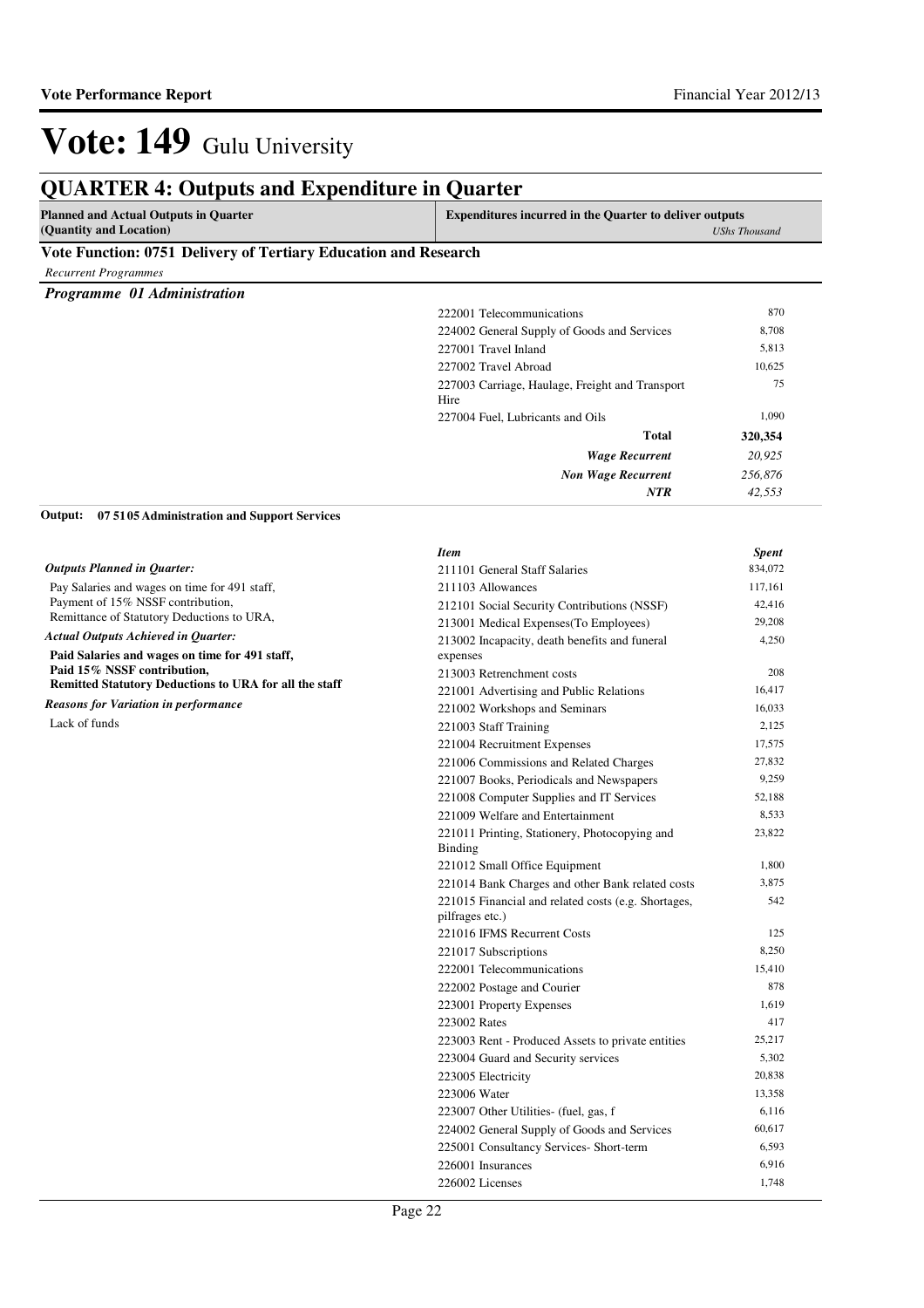# Vote: 149 Gulu University

## QUARTER 4: Outputs and Expenditure in Quarter

| Planned and Actual Outputs in Quarter (Quantity and Location) | Expenditures incurred in the Quarter to deliver outputs *UShs Thousand* |
|---|---|

### Vote Function: 0751 Delivery of Tertiary Education and Research

*Recurrent Programmes*

#### *Programme 01 Administration*

| Item | Spent |
|---|---|
| 222001 Telecommunications | 870 |
| 224002 General Supply of Goods and Services | 8,708 |
| 227001 Travel Inland | 5,813 |
| 227002 Travel Abroad | 10,625 |
| 227003 Carriage, Haulage, Freight and Transport Hire | 75 |
| 227004 Fuel, Lubricants and Oils | 1,090 |
| **Total** | **320,354** |
| ***Wage Recurrent*** | *20,925* |
| ***Non Wage Recurrent*** | *256,876* |
| ***NTR*** | *42,553* |

**Output: 07 51 05 Administration and Support Services**

*Outputs Planned in Quarter:*

Pay Salaries and wages on time for 491 staff,
Payment of 15% NSSF contribution,
Remittance of Statutory Deductions to URA,

*Actual Outputs Achieved in Quarter:*

**Paid Salaries and wages on time for 491 staff,**
**Paid 15% NSSF contribution,**
**Remitted Statutory Deductions to URA for all the staff**

*Reasons for Variation in performance*

Lack of funds

| *Item* | *Spent* |
|---|---|
| 211101 General Staff Salaries | 834,072 |
| 211103 Allowances | 117,161 |
| 212101 Social Security Contributions (NSSF) | 42,416 |
| 213001 Medical Expenses(To Employees) | 29,208 |
| 213002 Incapacity, death benefits and funeral expenses | 4,250 |
| 213003 Retrenchment costs | 208 |
| 221001 Advertising and Public Relations | 16,417 |
| 221002 Workshops and Seminars | 16,033 |
| 221003 Staff Training | 2,125 |
| 221004 Recruitment Expenses | 17,575 |
| 221006 Commissions and Related Charges | 27,832 |
| 221007 Books, Periodicals and Newspapers | 9,259 |
| 221008 Computer Supplies and IT Services | 52,188 |
| 221009 Welfare and Entertainment | 8,533 |
| 221011 Printing, Stationery, Photocopying and Binding | 23,822 |
| 221012 Small Office Equipment | 1,800 |
| 221014 Bank Charges and other Bank related costs | 3,875 |
| 221015 Financial and related costs (e.g. Shortages, pilfrages etc.) | 542 |
| 221016 IFMS Recurrent Costs | 125 |
| 221017 Subscriptions | 8,250 |
| 222001 Telecommunications | 15,410 |
| 222002 Postage and Courier | 878 |
| 223001 Property Expenses | 1,619 |
| 223002 Rates | 417 |
| 223003 Rent - Produced Assets to private entities | 25,217 |
| 223004 Guard and Security services | 5,302 |
| 223005 Electricity | 20,838 |
| 223006 Water | 13,358 |
| 223007 Other Utilities- (fuel, gas, f | 6,116 |
| 224002 General Supply of Goods and Services | 60,617 |
| 225001 Consultancy Services- Short-term | 6,593 |
| 226001 Insurances | 6,916 |
| 226002 Licenses | 1,748 |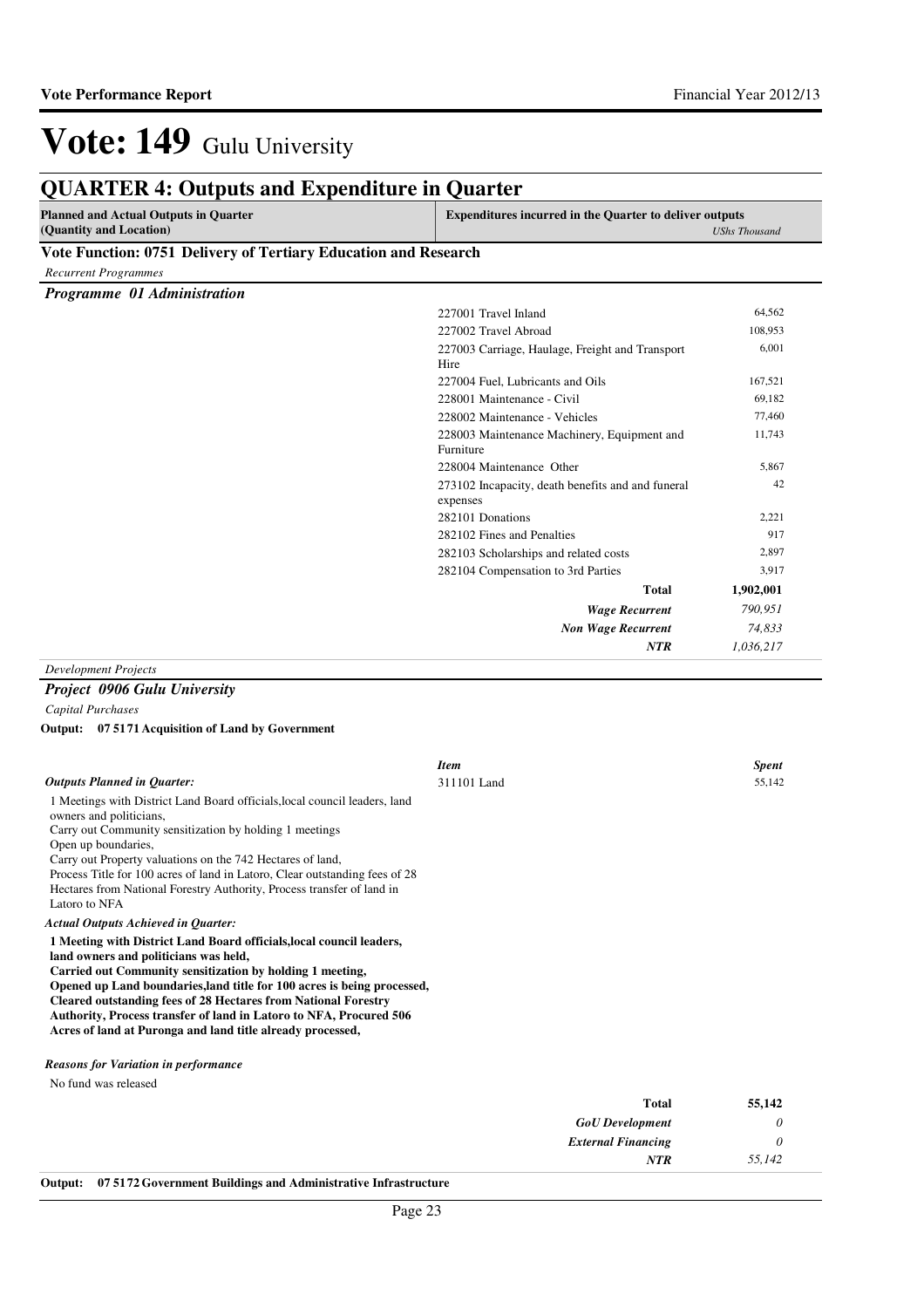# Vote: 149 Gulu University

## QUARTER 4: Outputs and Expenditure in Quarter

| Planned and Actual Outputs in Quarter (Quantity and Location) | Expenditures incurred in the Quarter to deliver outputs | *UShs Thousand* |
|---|---|---|

### Vote Function: 0751 Delivery of Tertiary Education and Research

*Recurrent Programmes*

***Programme 01 Administration***

| Item | Spent |
|---|---|
| 227001 Travel Inland | 64,562 |
| 227002 Travel Abroad | 108,953 |
| 227003 Carriage, Haulage, Freight and Transport Hire | 6,001 |
| 227004 Fuel, Lubricants and Oils | 167,521 |
| 228001 Maintenance - Civil | 69,182 |
| 228002 Maintenance - Vehicles | 77,460 |
| 228003 Maintenance Machinery, Equipment and Furniture | 11,743 |
| 228004 Maintenance Other | 5,867 |
| 273102 Incapacity, death benefits and and funeral expenses | 42 |
| 282101 Donations | 2,221 |
| 282102 Fines and Penalties | 917 |
| 282103 Scholarships and related costs | 2,897 |
| 282104 Compensation to 3rd Parties | 3,917 |
| **Total** | **1,902,001** |
| ***Wage Recurrent*** | *790,951* |
| ***Non Wage Recurrent*** | *74,833* |
| ***NTR*** | *1,036,217* |

*Development Projects*

***Project 0906 Gulu University***

*Capital Purchases*

**Output: 07 5171 Acquisition of Land by Government**

***Outputs Planned in Quarter:***

1 Meetings with District Land Board officials,local council leaders, land owners and politicians,
Carry out Community sensitization by holding 1 meetings
Open up boundaries,
Carry out Property valuations on the 742 Hectares of land,
Process Title for 100 acres of land in Latoro, Clear outstanding fees of 28 Hectares from National Forestry Authority, Process transfer of land in Latoro to NFA

***Actual Outputs Achieved in Quarter:***

**1 Meeting with District Land Board officials,local council leaders, land owners and politicians was held,
Carried out Community sensitization by holding 1 meeting,
Opened up Land boundaries,land title for 100 acres is being processed,
Cleared outstanding fees of 28 Hectares from National Forestry Authority, Process transfer of land in Latoro to NFA, Procured 506 Acres of land at Puronga and land title already processed,**

***Reasons for Variation in performance***

No fund was released

| *Item* | *Spent* |
|---|---|
| 311101 Land | 55,142 |
| **Total** | **55,142** |
| ***GoU Development*** | *0* |
| ***External Financing*** | *0* |
| ***NTR*** | *55,142* |

**Output: 07 5172 Government Buildings and Administrative Infrastructure**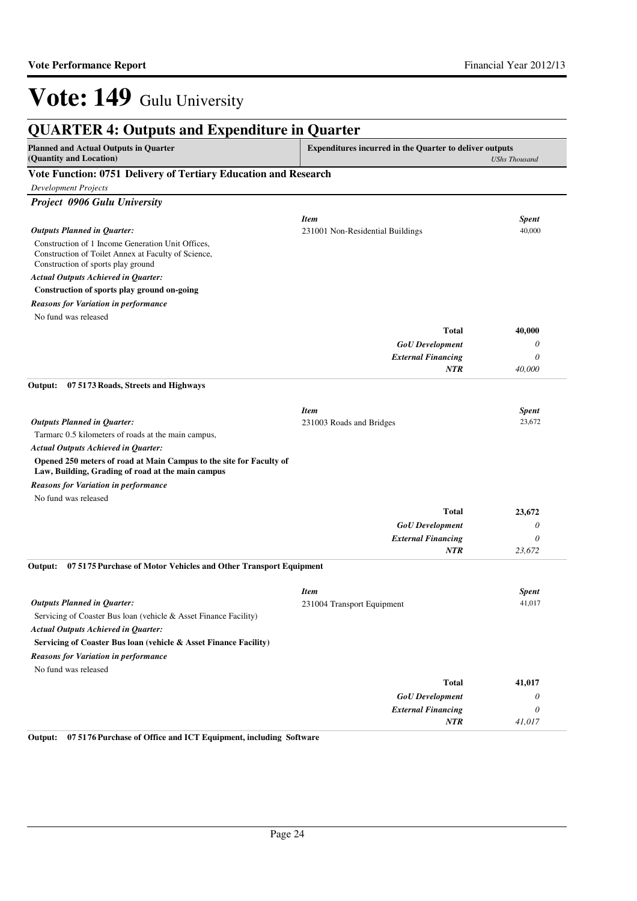# Vote: 149 Gulu University

## QUARTER 4: Outputs and Expenditure in Quarter

| Planned and Actual Outputs in Quarter (Quantity and Location) | Expenditures incurred in the Quarter to deliver outputs | *UShs Thousand* |
|---|---|---|

### Vote Function: 0751 Delivery of Tertiary Education and Research

*Development Projects*

#### *Project 0906 Gulu University*

| | *Item* | *Spent* |
|---|---|---|
| ***Outputs Planned in Quarter:*** | 231001 Non-Residential Buildings | 40,000 |
| Construction of 1 Income Generation Unit Offices, Construction of Toilet Annex at Faculty of Science, Construction of sports play ground | | |
| ***Actual Outputs Achieved in Quarter:*** | | |
| **Construction of sports play ground on-going** | | |
| ***Reasons for Variation in performance*** | | |
| No fund was released | | |
| | **Total** | **40,000** |
| | ***GoU Development*** | *0* |
| | ***External Financing*** | *0* |
| | ***NTR*** | *40,000* |

**Output: 07 5173 Roads, Streets and Highways**

| | *Item* | *Spent* |
|---|---|---|
| ***Outputs Planned in Quarter:*** | 231003 Roads and Bridges | 23,672 |
| Tarmarc 0.5 kilometers of roads at the main campus, | | |
| ***Actual Outputs Achieved in Quarter:*** | | |
| **Opened 250 meters of road at Main Campus to the site for Faculty of Law, Building, Grading of road at the main campus** | | |
| ***Reasons for Variation in performance*** | | |
| No fund was released | | |
| | **Total** | **23,672** |
| | ***GoU Development*** | *0* |
| | ***External Financing*** | *0* |
| | ***NTR*** | *23,672* |

**Output: 07 5175 Purchase of Motor Vehicles and Other Transport Equipment**

| | *Item* | *Spent* |
|---|---|---|
| ***Outputs Planned in Quarter:*** | 231004 Transport Equipment | 41,017 |
| Servicing of Coaster Bus loan (vehicle & Asset Finance Facility) | | |
| ***Actual Outputs Achieved in Quarter:*** | | |
| **Servicing of Coaster Bus loan (vehicle & Asset Finance Facility)** | | |
| ***Reasons for Variation in performance*** | | |
| No fund was released | | |
| | **Total** | **41,017** |
| | ***GoU Development*** | *0* |
| | ***External Financing*** | *0* |
| | ***NTR*** | *41,017* |

**Output: 07 5176 Purchase of Office and ICT Equipment, including Software**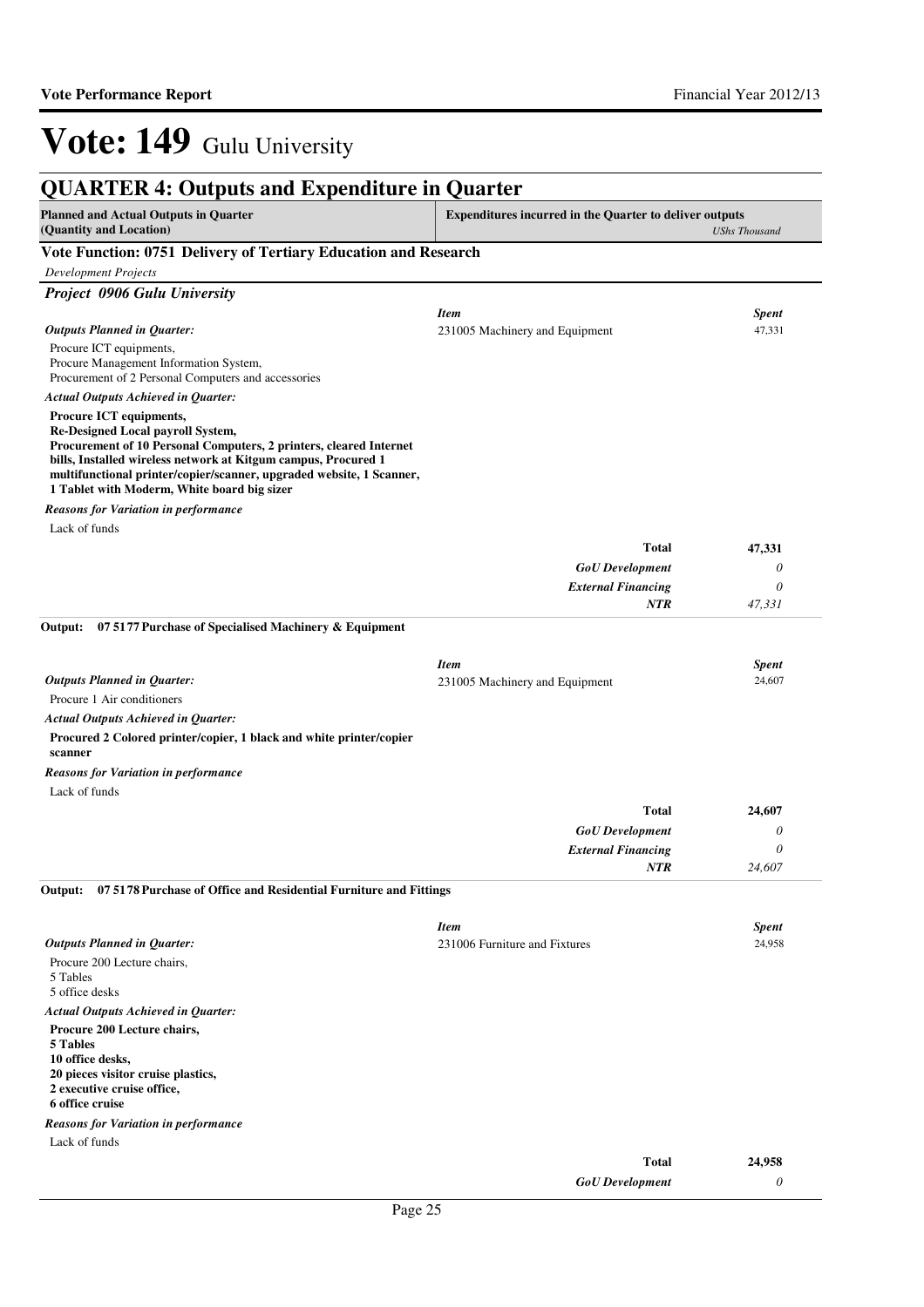# Vote: 149 Gulu University

## QUARTER 4: Outputs and Expenditure in Quarter

| Planned and Actual Outputs in Quarter (Quantity and Location) | Expenditures incurred in the Quarter to deliver outputs *UShs Thousand* |
|---|---|

### Vote Function: 0751 Delivery of Tertiary Education and Research

*Development Projects*

***Project 0906 Gulu University***

***Outputs Planned in Quarter:***

Procure ICT equipments,
Procure Management Information System,
Procurement of 2 Personal Computers and accessories

***Actual Outputs Achieved in Quarter:***

**Procure ICT equipments,
Re-Designed Local payroll System,
Procurement of 10 Personal Computers, 2 printers, cleared Internet bills, Installed wireless network at Kitgum campus, Procured 1 multifunctional printer/copier/scanner, upgraded website, 1 Scanner, 1 Tablet with Moderm, White board big sizer**

***Reasons for Variation in performance***

Lack of funds

| *Item* | *Spent* |
|---|---|
| 231005 Machinery and Equipment | 47,331 |
| **Total** | **47,331** |
| *GoU Development* | *0* |
| *External Financing* | *0* |
| *NTR* | *47,331* |

**Output: 07 5177 Purchase of Specialised Machinery & Equipment**

***Outputs Planned in Quarter:***

Procure 1 Air conditioners

***Actual Outputs Achieved in Quarter:***

**Procured 2 Colored printer/copier, 1 black and white printer/copier scanner**

***Reasons for Variation in performance***

Lack of funds

| *Item* | *Spent* |
|---|---|
| 231005 Machinery and Equipment | 24,607 |
| **Total** | **24,607** |
| *GoU Development* | *0* |
| *External Financing* | *0* |
| *NTR* | *24,607* |

**Output: 07 5178 Purchase of Office and Residential Furniture and Fittings**

***Outputs Planned in Quarter:***

Procure 200 Lecture chairs,
5 Tables
5 office desks

***Actual Outputs Achieved in Quarter:***

**Procure 200 Lecture chairs,
5 Tables
10 office desks,
20 pieces visitor cruise plastics,
2 executive cruise office,
6 office cruise**

***Reasons for Variation in performance***

Lack of funds

| *Item* | *Spent* |
|---|---|
| 231006 Furniture and Fixtures | 24,958 |
| **Total** | **24,958** |
| *GoU Development* | *0* |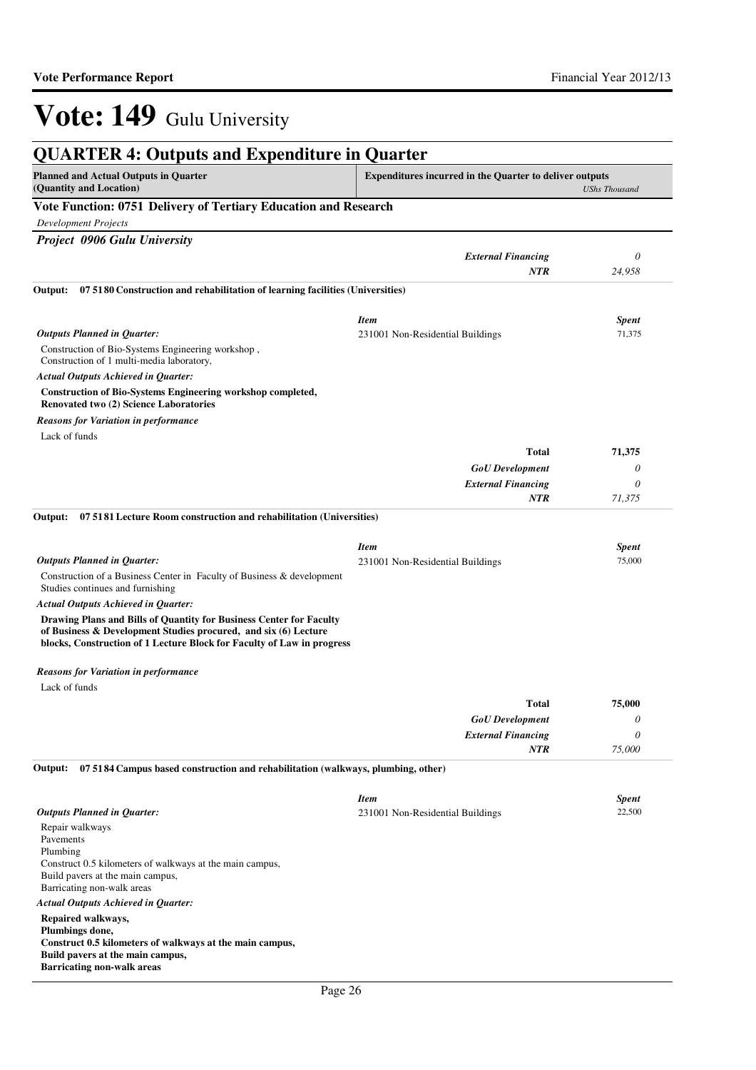# Vote: 149 Gulu University

## QUARTER 4: Outputs and Expenditure in Quarter

| Planned and Actual Outputs in Quarter (Quantity and Location) | Expenditures incurred in the Quarter to deliver outputs | *UShs Thousand* |
|---|---|---|

### Vote Function: 0751 Delivery of Tertiary Education and Research

*Development Projects*

***Project 0906 Gulu University***

| | | |
|---|---|---|
| | ***External Financing*** | *0* |
| | ***NTR*** | *24,958* |

**Output: 07 5180 Construction and rehabilitation of learning facilities (Universities)**

| | *Item* | *Spent* |
|---|---|---|
| ***Outputs Planned in Quarter:*** | 231001 Non-Residential Buildings | 71,375 |

Construction of Bio-Systems Engineering workshop ,
Construction of 1 multi-media laboratory,

***Actual Outputs Achieved in Quarter:***

**Construction of Bio-Systems Engineering workshop completed,**
**Renovated two (2) Science Laboratories**

***Reasons for Variation in performance***

Lack of funds

| | | |
|---|---|---|
| | **Total** | **71,375** |
| | ***GoU Development*** | *0* |
| | ***External Financing*** | *0* |
| | ***NTR*** | *71,375* |

**Output: 07 5181 Lecture Room construction and rehabilitation (Universities)**

| | *Item* | *Spent* |
|---|---|---|
| ***Outputs Planned in Quarter:*** | 231001 Non-Residential Buildings | 75,000 |

Construction of a Business Center in Faculty of Business & development Studies continues and furnishing

***Actual Outputs Achieved in Quarter:***

**Drawing Plans and Bills of Quantity for Business Center for Faculty of Business & Development Studies procured, and six (6) Lecture blocks, Construction of 1 Lecture Block for Faculty of Law in progress**

***Reasons for Variation in performance***

Lack of funds

| | | |
|---|---|---|
| | **Total** | **75,000** |
| | ***GoU Development*** | *0* |
| | ***External Financing*** | *0* |
| | ***NTR*** | *75,000* |

**Output: 07 5184 Campus based construction and rehabilitation (walkways, plumbing, other)**

| | *Item* | *Spent* |
|---|---|---|
| ***Outputs Planned in Quarter:*** | 231001 Non-Residential Buildings | 22,500 |

Repair walkways
Pavements
Plumbing
Construct 0.5 kilometers of walkways at the main campus,
Build pavers at the main campus,
Barricating non-walk areas

***Actual Outputs Achieved in Quarter:***

**Repaired walkways,**
**Plumbings done,**
**Construct 0.5 kilometers of walkways at the main campus,**
**Build pavers at the main campus,**
**Barricating non-walk areas**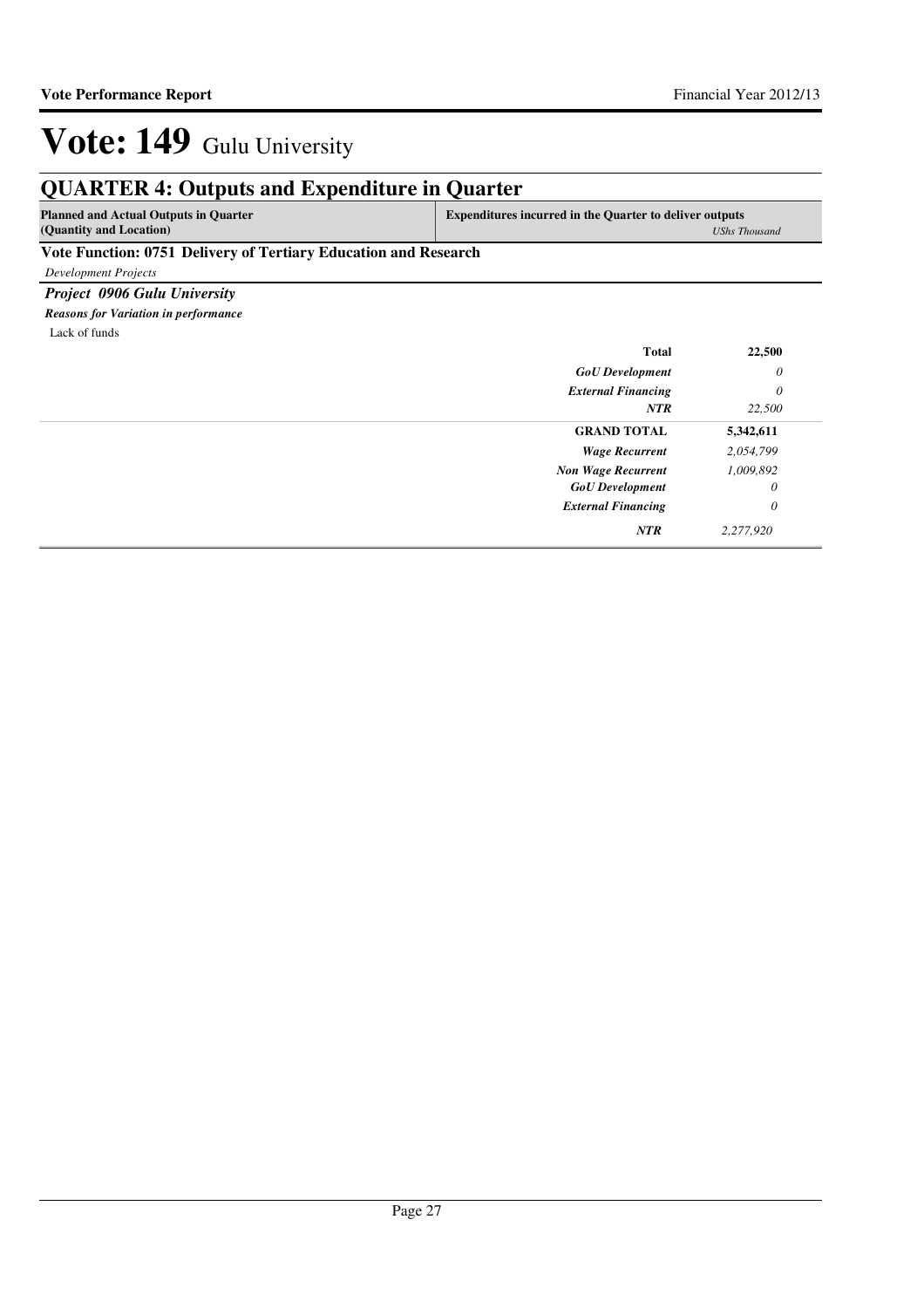# Vote: 149 Gulu University

## QUARTER 4: Outputs and Expenditure in Quarter

| Planned and Actual Outputs in Quarter (Quantity and Location) | Expenditures incurred in the Quarter to deliver outputs | *UShs Thousand* |
|---|---|---|

### Vote Function: 0751 Delivery of Tertiary Education and Research

*Development Projects*

***Project 0906 Gulu University***

***Reasons for Variation in performance***

Lack of funds

| | | |
|---|---|---|
| | **Total** | **22,500** |
| | ***GoU Development*** | *0* |
| | ***External Financing*** | *0* |
| | ***NTR*** | *22,500* |
| | **GRAND TOTAL** | **5,342,611** |
| | ***Wage Recurrent*** | *2,054,799* |
| | ***Non Wage Recurrent*** | *1,009,892* |
| | ***GoU Development*** | *0* |
| | ***External Financing*** | *0* |
| | ***NTR*** | *2,277,920* |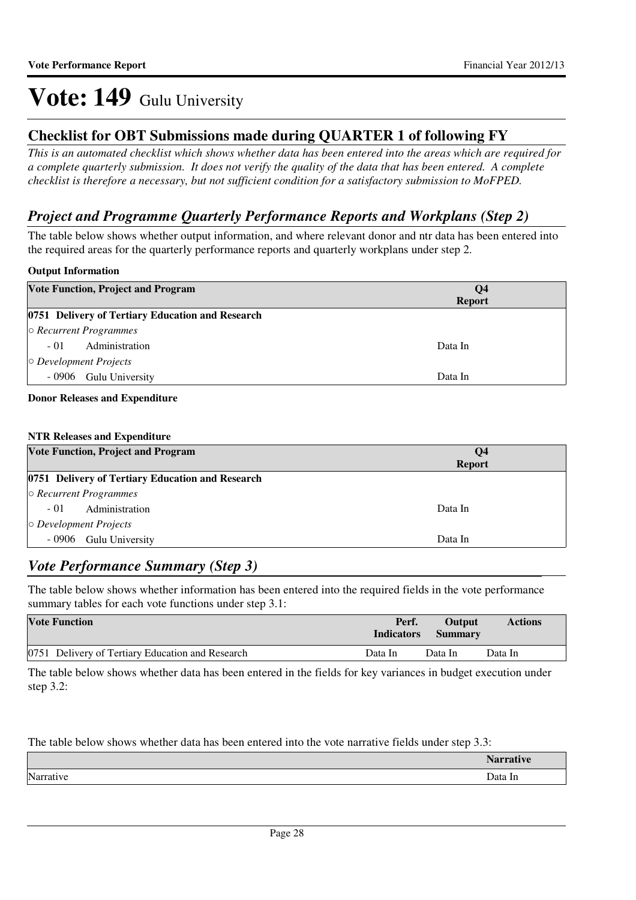# Vote: 149 Gulu University

## Checklist for OBT Submissions made during QUARTER 1 of following FY

*This is an automated checklist which shows whether data has been entered into the areas which are required for a complete quarterly submission. It does not verify the quality of the data that has been entered. A complete checklist is therefore a necessary, but not sufficient condition for a satisfactory submission to MoFPED.*

## *Project and Programme Quarterly Performance Reports and Workplans (Step 2)*

The table below shows whether output information, and where relevant donor and ntr data has been entered into the required areas for the quarterly performance reports and quarterly workplans under step 2.

**Output Information**

| Vote Function, Project and Program | Q4 Report |
|---|---|
| **0751 Delivery of Tertiary Education and Research** | |
| ○ *Recurrent Programmes* | |
| - 01 Administration | Data In |
| ○ *Development Projects* | |
| - 0906 Gulu University | Data In |

**Donor Releases and Expenditure**

**NTR Releases and Expenditure**

| Vote Function, Project and Program | Q4 Report |
|---|---|
| **0751 Delivery of Tertiary Education and Research** | |
| ○ *Recurrent Programmes* | |
| - 01 Administration | Data In |
| ○ *Development Projects* | |
| - 0906 Gulu University | Data In |

## *Vote Performance Summary (Step 3)*

The table below shows whether information has been entered into the required fields in the vote performance summary tables for each vote functions under step 3.1:

| Vote Function | Perf. Indicators | Output Summary | Actions |
|---|---|---|---|
| 0751 Delivery of Tertiary Education and Research | Data In | Data In | Data In |

The table below shows whether data has been entered in the fields for key variances in budget execution under step 3.2:

The table below shows whether data has been entered into the vote narrative fields under step 3.3:

| | Narrative |
|---|---|
| Narrative | Data In |